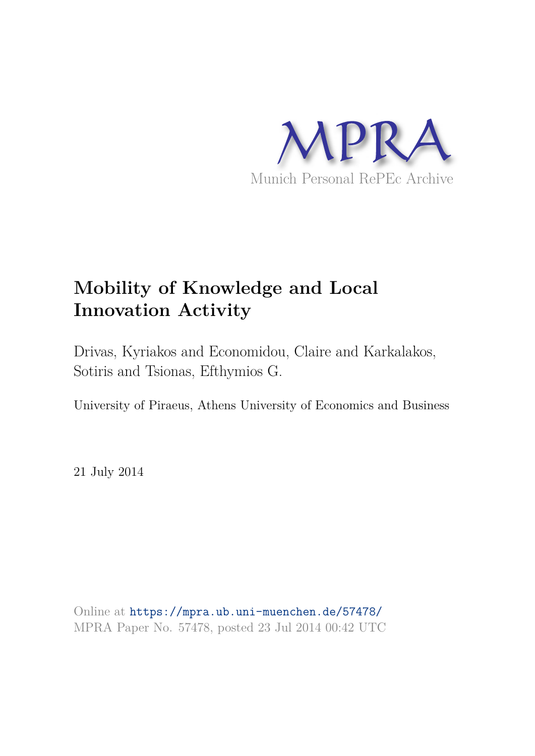MPRA

Munich Personal RePEc Archive

# Mobility of Knowledge and Local Innovation Activity

Drivas, Kyriakos and Economidou, Claire and Karkalakos, Sotiris and Tsionas, Efthymios G.

University of Piraeus, Athens University of Economics and Business

21 July 2014

Online at https://mpra.ub.uni-muenchen.de/57478/
MPRA Paper No. 57478, posted 23 Jul 2014 00:42 UTC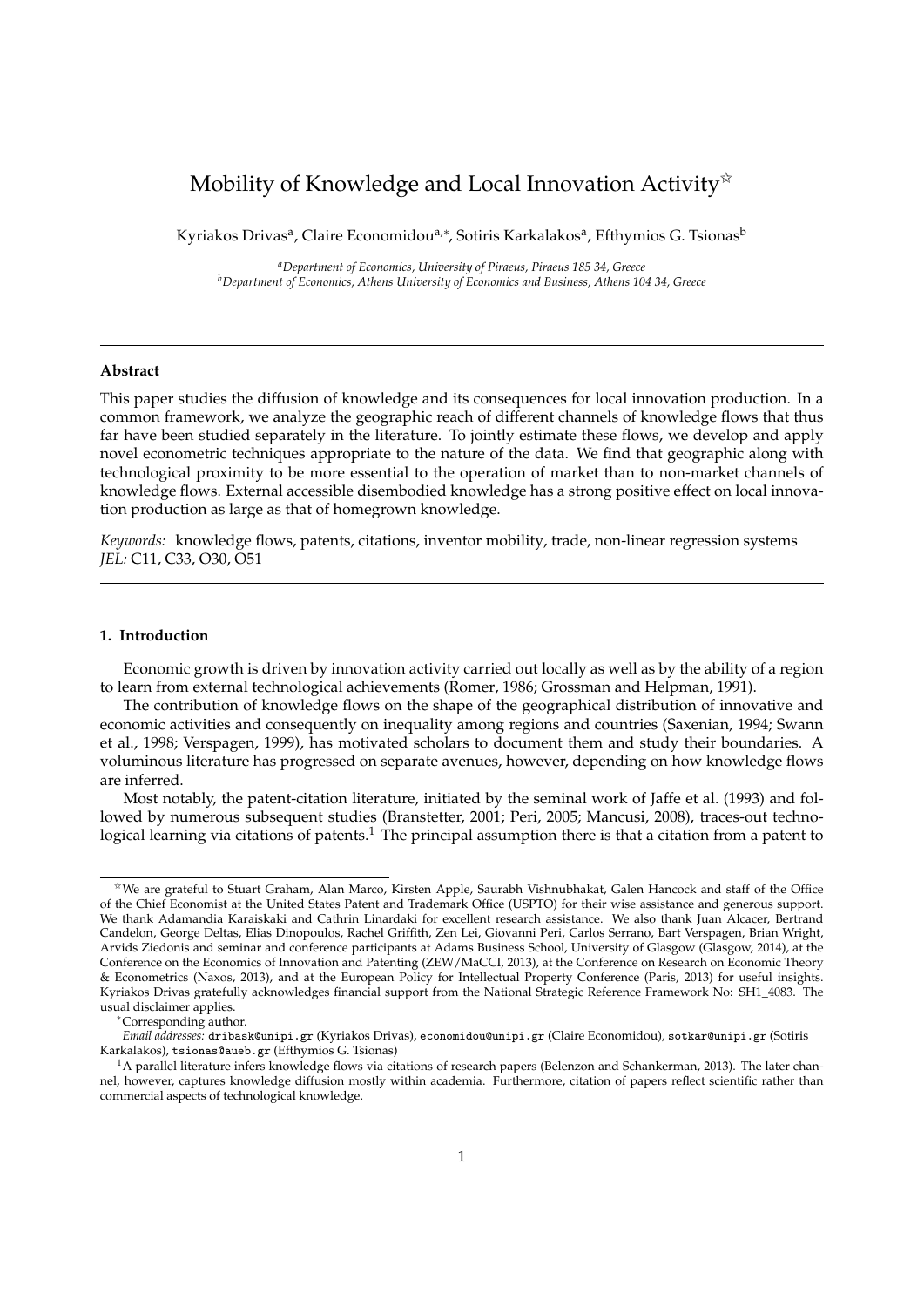# Mobility of Knowledge and Local Innovation Activity[☆]

Kyriakos Drivas[a], Claire Economidou[a,*], Sotiris Karkalakos[a], Efthymios G. Tsionas[b]

[a]*Department of Economics, University of Piraeus, Piraeus 185 34, Greece*
[b]*Department of Economics, Athens University of Economics and Business, Athens 104 34, Greece*

---

**Abstract**

This paper studies the diffusion of knowledge and its consequences for local innovation production. In a common framework, we analyze the geographic reach of different channels of knowledge flows that thus far have been studied separately in the literature. To jointly estimate these flows, we develop and apply novel econometric techniques appropriate to the nature of the data. We find that geographic along with technological proximity to be more essential to the operation of market than to non-market channels of knowledge flows. External accessible disembodied knowledge has a strong positive effect on local innovation production as large as that of homegrown knowledge.

*Keywords:* knowledge flows, patents, citations, inventor mobility, trade, non-linear regression systems
*JEL:* C11, C33, O30, O51

---

## 1. Introduction

Economic growth is driven by innovation activity carried out locally as well as by the ability of a region to learn from external technological achievements (Romer, 1986; Grossman and Helpman, 1991).

The contribution of knowledge flows on the shape of the geographical distribution of innovative and economic activities and consequently on inequality among regions and countries (Saxenian, 1994; Swann et al., 1998; Verspagen, 1999), has motivated scholars to document them and study their boundaries. A voluminous literature has progressed on separate avenues, however, depending on how knowledge flows are inferred.

Most notably, the patent-citation literature, initiated by the seminal work of Jaffe et al. (1993) and followed by numerous subsequent studies (Branstetter, 2001; Peri, 2005; Mancusi, 2008), traces-out technological learning via citations of patents.[1] The principal assumption there is that a citation from a patent to

---

[☆]We are grateful to Stuart Graham, Alan Marco, Kirsten Apple, Saurabh Vishnubhakat, Galen Hancock and staff of the Office of the Chief Economist at the United States Patent and Trademark Office (USPTO) for their wise assistance and generous support. We thank Adamandia Karaiskaki and Cathrin Linardaki for excellent research assistance. We also thank Juan Alcacer, Bertrand Candelon, George Deltas, Elias Dinopoulos, Rachel Griffith, Zen Lei, Giovanni Peri, Carlos Serrano, Bart Verspagen, Brian Wright, Arvids Ziedonis and seminar and conference participants at Adams Business School, University of Glasgow (Glasgow, 2014), at the Conference on the Economics of Innovation and Patenting (ZEW/MaCCI, 2013), at the Conference on Research on Economic Theory & Econometrics (Naxos, 2013), and at the European Policy for Intellectual Property Conference (Paris, 2013) for useful insights. Kyriakos Drivas gratefully acknowledges financial support from the National Strategic Reference Framework No: SH1_4083. The usual disclaimer applies.

[*]Corresponding author.

*Email addresses:* dribask@unipi.gr (Kyriakos Drivas), economidou@unipi.gr (Claire Economidou), sotkar@unipi.gr (Sotiris Karkalakos), tsionas@aueb.gr (Efthymios G. Tsionas)

[1]A parallel literature infers knowledge flows via citations of research papers (Belenzon and Schankerman, 2013). The later channel, however, captures knowledge diffusion mostly within academia. Furthermore, citation of papers reflect scientific rather than commercial aspects of technological knowledge.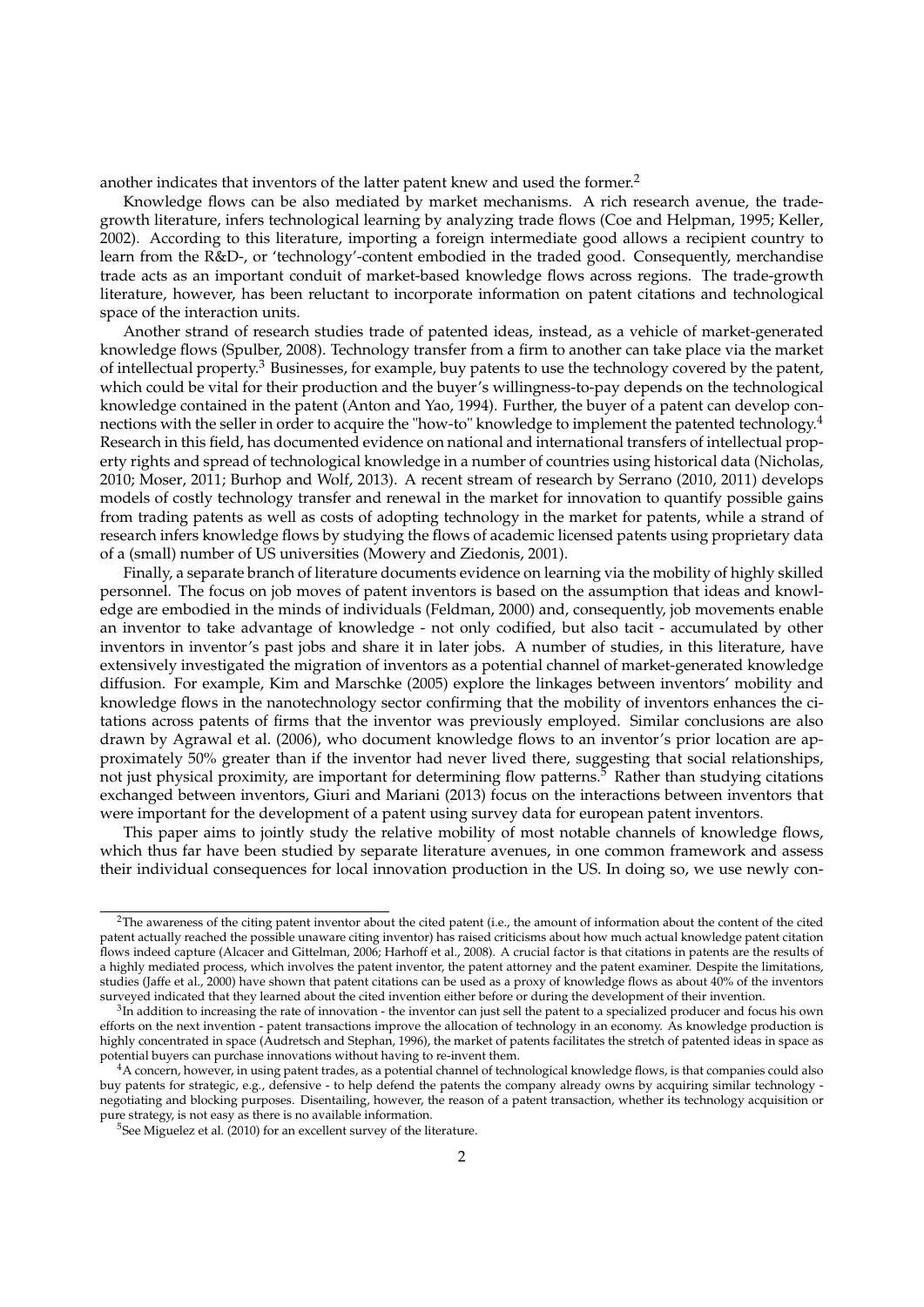another indicates that inventors of the latter patent knew and used the former.[2]

Knowledge flows can be also mediated by market mechanisms. A rich research avenue, the trade-growth literature, infers technological learning by analyzing trade flows (Coe and Helpman, 1995; Keller, 2002). According to this literature, importing a foreign intermediate good allows a recipient country to learn from the R&D-, or 'technology'-content embodied in the traded good. Consequently, merchandise trade acts as an important conduit of market-based knowledge flows across regions. The trade-growth literature, however, has been reluctant to incorporate information on patent citations and technological space of the interaction units.

Another strand of research studies trade of patented ideas, instead, as a vehicle of market-generated knowledge flows (Spulber, 2008). Technology transfer from a firm to another can take place via the market of intellectual property.[3] Businesses, for example, buy patents to use the technology covered by the patent, which could be vital for their production and the buyer's willingness-to-pay depends on the technological knowledge contained in the patent (Anton and Yao, 1994). Further, the buyer of a patent can develop connections with the seller in order to acquire the "how-to" knowledge to implement the patented technology.[4] Research in this field, has documented evidence on national and international transfers of intellectual property rights and spread of technological knowledge in a number of countries using historical data (Nicholas, 2010; Moser, 2011; Burhop and Wolf, 2013). A recent stream of research by Serrano (2010, 2011) develops models of costly technology transfer and renewal in the market for innovation to quantify possible gains from trading patents as well as costs of adopting technology in the market for patents, while a strand of research infers knowledge flows by studying the flows of academic licensed patents using proprietary data of a (small) number of US universities (Mowery and Ziedonis, 2001).

Finally, a separate branch of literature documents evidence on learning via the mobility of highly skilled personnel. The focus on job moves of patent inventors is based on the assumption that ideas and knowledge are embodied in the minds of individuals (Feldman, 2000) and, consequently, job movements enable an inventor to take advantage of knowledge - not only codified, but also tacit - accumulated by other inventors in inventor's past jobs and share it in later jobs. A number of studies, in this literature, have extensively investigated the migration of inventors as a potential channel of market-generated knowledge diffusion. For example, Kim and Marschke (2005) explore the linkages between inventors' mobility and knowledge flows in the nanotechnology sector confirming that the mobility of inventors enhances the citations across patents of firms that the inventor was previously employed. Similar conclusions are also drawn by Agrawal et al. (2006), who document knowledge flows to an inventor's prior location are approximately 50% greater than if the inventor had never lived there, suggesting that social relationships, not just physical proximity, are important for determining flow patterns.[5] Rather than studying citations exchanged between inventors, Giuri and Mariani (2013) focus on the interactions between inventors that were important for the development of a patent using survey data for european patent inventors.

This paper aims to jointly study the relative mobility of most notable channels of knowledge flows, which thus far have been studied by separate literature avenues, in one common framework and assess their individual consequences for local innovation production in the US. In doing so, we use newly con-

---

[2] The awareness of the citing patent inventor about the cited patent (i.e., the amount of information about the content of the cited patent actually reached the possible unaware citing inventor) has raised criticisms about how much actual knowledge patent citation flows indeed capture (Alcacer and Gittelman, 2006; Harhoff et al., 2008). A crucial factor is that citations in patents are the results of a highly mediated process, which involves the patent inventor, the patent attorney and the patent examiner. Despite the limitations, studies (Jaffe et al., 2000) have shown that patent citations can be used as a proxy of knowledge flows as about 40% of the inventors surveyed indicated that they learned about the cited invention either before or during the development of their invention.

[3] In addition to increasing the rate of innovation - the inventor can just sell the patent to a specialized producer and focus his own efforts on the next invention - patent transactions improve the allocation of technology in an economy. As knowledge production is highly concentrated in space (Audretsch and Stephan, 1996), the market of patents facilitates the stretch of patented ideas in space as potential buyers can purchase innovations without having to re-invent them.

[4] A concern, however, in using patent trades, as a potential channel of technological knowledge flows, is that companies could also buy patents for strategic, e.g., defensive - to help defend the patents the company already owns by acquiring similar technology - negotiating and blocking purposes. Disentailing, however, the reason of a patent transaction, whether its technology acquisition or pure strategy, is not easy as there is no available information.

[5] See Miguelez et al. (2010) for an excellent survey of the literature.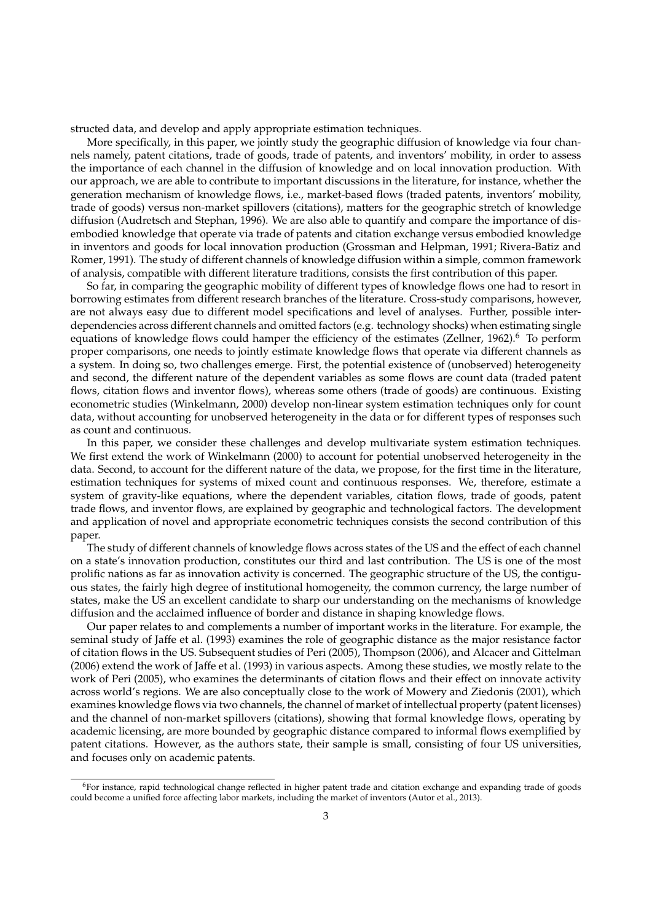structed data, and develop and apply appropriate estimation techniques.

More specifically, in this paper, we jointly study the geographic diffusion of knowledge via four channels namely, patent citations, trade of goods, trade of patents, and inventors' mobility, in order to assess the importance of each channel in the diffusion of knowledge and on local innovation production. With our approach, we are able to contribute to important discussions in the literature, for instance, whether the generation mechanism of knowledge flows, i.e., market-based flows (traded patents, inventors' mobility, trade of goods) versus non-market spillovers (citations), matters for the geographic stretch of knowledge diffusion (Audretsch and Stephan, 1996). We are also able to quantify and compare the importance of disembodied knowledge that operate via trade of patents and citation exchange versus embodied knowledge in inventors and goods for local innovation production (Grossman and Helpman, 1991; Rivera-Batiz and Romer, 1991). The study of different channels of knowledge diffusion within a simple, common framework of analysis, compatible with different literature traditions, consists the first contribution of this paper.

So far, in comparing the geographic mobility of different types of knowledge flows one had to resort in borrowing estimates from different research branches of the literature. Cross-study comparisons, however, are not always easy due to different model specifications and level of analyses. Further, possible interdependencies across different channels and omitted factors (e.g. technology shocks) when estimating single equations of knowledge flows could hamper the efficiency of the estimates (Zellner, 1962).[6] To perform proper comparisons, one needs to jointly estimate knowledge flows that operate via different channels as a system. In doing so, two challenges emerge. First, the potential existence of (unobserved) heterogeneity and second, the different nature of the dependent variables as some flows are count data (traded patent flows, citation flows and inventor flows), whereas some others (trade of goods) are continuous. Existing econometric studies (Winkelmann, 2000) develop non-linear system estimation techniques only for count data, without accounting for unobserved heterogeneity in the data or for different types of responses such as count and continuous.

In this paper, we consider these challenges and develop multivariate system estimation techniques. We first extend the work of Winkelmann (2000) to account for potential unobserved heterogeneity in the data. Second, to account for the different nature of the data, we propose, for the first time in the literature, estimation techniques for systems of mixed count and continuous responses. We, therefore, estimate a system of gravity-like equations, where the dependent variables, citation flows, trade of goods, patent trade flows, and inventor flows, are explained by geographic and technological factors. The development and application of novel and appropriate econometric techniques consists the second contribution of this paper.

The study of different channels of knowledge flows across states of the US and the effect of each channel on a state's innovation production, constitutes our third and last contribution. The US is one of the most prolific nations as far as innovation activity is concerned. The geographic structure of the US, the contiguous states, the fairly high degree of institutional homogeneity, the common currency, the large number of states, make the US an excellent candidate to sharp our understanding on the mechanisms of knowledge diffusion and the acclaimed influence of border and distance in shaping knowledge flows.

Our paper relates to and complements a number of important works in the literature. For example, the seminal study of Jaffe et al. (1993) examines the role of geographic distance as the major resistance factor of citation flows in the US. Subsequent studies of Peri (2005), Thompson (2006), and Alcacer and Gittelman (2006) extend the work of Jaffe et al. (1993) in various aspects. Among these studies, we mostly relate to the work of Peri (2005), who examines the determinants of citation flows and their effect on innovate activity across world's regions. We are also conceptually close to the work of Mowery and Ziedonis (2001), which examines knowledge flows via two channels, the channel of market of intellectual property (patent licenses) and the channel of non-market spillovers (citations), showing that formal knowledge flows, operating by academic licensing, are more bounded by geographic distance compared to informal flows exemplified by patent citations. However, as the authors state, their sample is small, consisting of four US universities, and focuses only on academic patents.

[6] For instance, rapid technological change reflected in higher patent trade and citation exchange and expanding trade of goods could become a unified force affecting labor markets, including the market of inventors (Autor et al., 2013).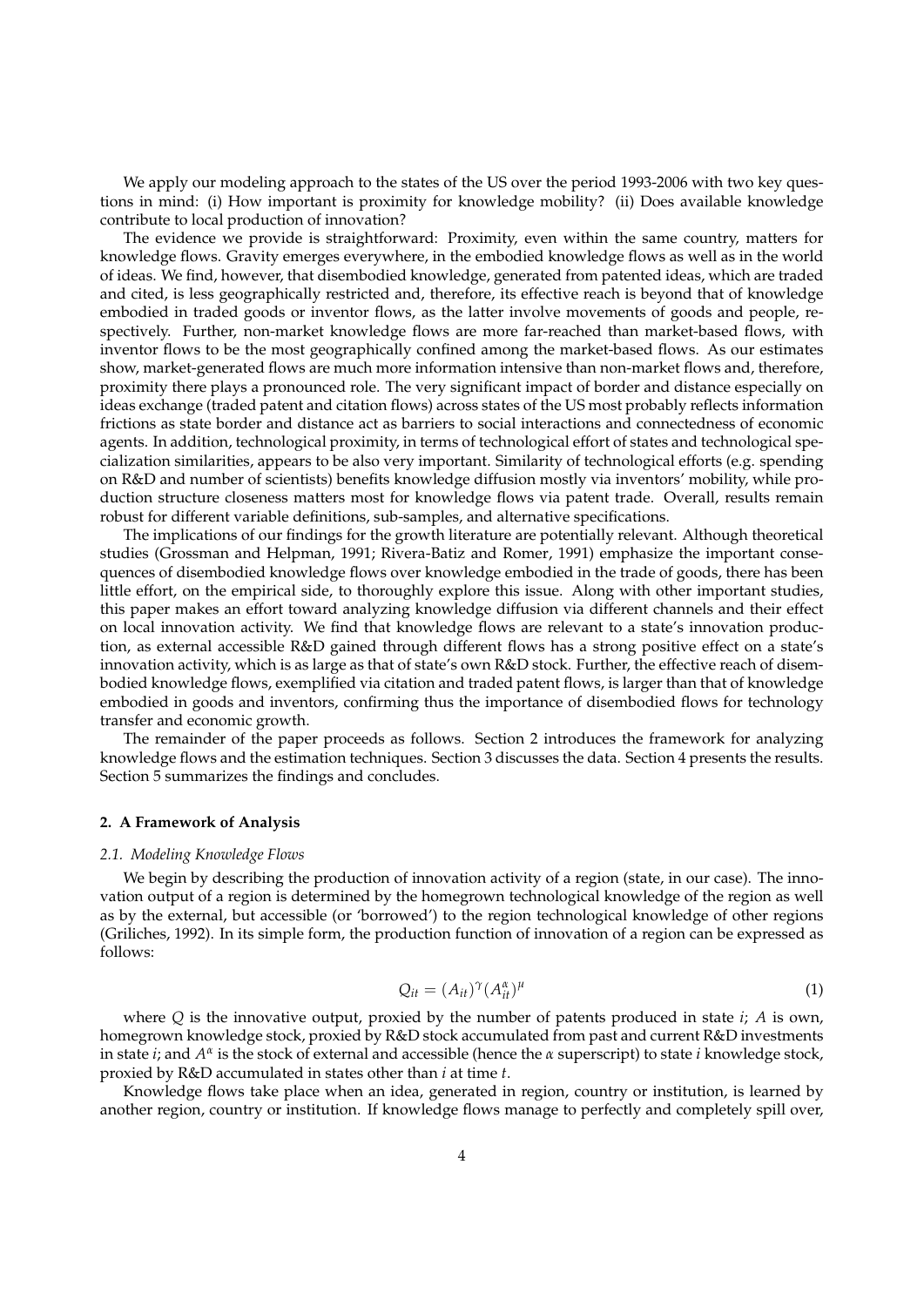We apply our modeling approach to the states of the US over the period 1993-2006 with two key questions in mind: (i) How important is proximity for knowledge mobility? (ii) Does available knowledge contribute to local production of innovation?

The evidence we provide is straightforward: Proximity, even within the same country, matters for knowledge flows. Gravity emerges everywhere, in the embodied knowledge flows as well as in the world of ideas. We find, however, that disembodied knowledge, generated from patented ideas, which are traded and cited, is less geographically restricted and, therefore, its effective reach is beyond that of knowledge embodied in traded goods or inventor flows, as the latter involve movements of goods and people, respectively. Further, non-market knowledge flows are more far-reached than market-based flows, with inventor flows to be the most geographically confined among the market-based flows. As our estimates show, market-generated flows are much more information intensive than non-market flows and, therefore, proximity there plays a pronounced role. The very significant impact of border and distance especially on ideas exchange (traded patent and citation flows) across states of the US most probably reflects information frictions as state border and distance act as barriers to social interactions and connectedness of economic agents. In addition, technological proximity, in terms of technological effort of states and technological specialization similarities, appears to be also very important. Similarity of technological efforts (e.g. spending on R&D and number of scientists) benefits knowledge diffusion mostly via inventors' mobility, while production structure closeness matters most for knowledge flows via patent trade. Overall, results remain robust for different variable definitions, sub-samples, and alternative specifications.

The implications of our findings for the growth literature are potentially relevant. Although theoretical studies (Grossman and Helpman, 1991; Rivera-Batiz and Romer, 1991) emphasize the important consequences of disembodied knowledge flows over knowledge embodied in the trade of goods, there has been little effort, on the empirical side, to thoroughly explore this issue. Along with other important studies, this paper makes an effort toward analyzing knowledge diffusion via different channels and their effect on local innovation activity. We find that knowledge flows are relevant to a state's innovation production, as external accessible R&D gained through different flows has a strong positive effect on a state's innovation activity, which is as large as that of state's own R&D stock. Further, the effective reach of disembodied knowledge flows, exemplified via citation and traded patent flows, is larger than that of knowledge embodied in goods and inventors, confirming thus the importance of disembodied flows for technology transfer and economic growth.

The remainder of the paper proceeds as follows. Section 2 introduces the framework for analyzing knowledge flows and the estimation techniques. Section 3 discusses the data. Section 4 presents the results. Section 5 summarizes the findings and concludes.

## 2. A Framework of Analysis

### 2.1. Modeling Knowledge Flows

We begin by describing the production of innovation activity of a region (state, in our case). The innovation output of a region is determined by the homegrown technological knowledge of the region as well as by the external, but accessible (or 'borrowed') to the region technological knowledge of other regions (Griliches, 1992). In its simple form, the production function of innovation of a region can be expressed as follows:

$$Q_{it} = (A_{it})^{\gamma}(A_{it}^{\alpha})^{\mu} \tag{1}$$

where $Q$ is the innovative output, proxied by the number of patents produced in state $i$; $A$ is own, homegrown knowledge stock, proxied by R&D stock accumulated from past and current R&D investments in state $i$; and $A^{\alpha}$ is the stock of external and accessible (hence the $\alpha$ superscript) to state $i$ knowledge stock, proxied by R&D accumulated in states other than $i$ at time $t$.

Knowledge flows take place when an idea, generated in region, country or institution, is learned by another region, country or institution. If knowledge flows manage to perfectly and completely spill over,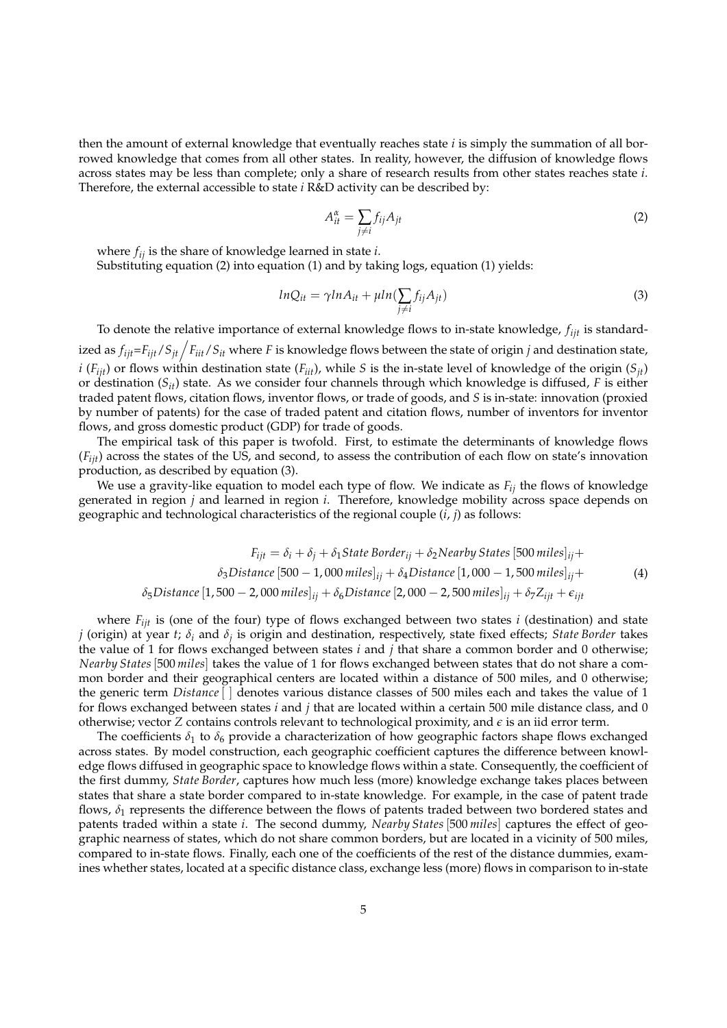then the amount of external knowledge that eventually reaches state $i$ is simply the summation of all borrowed knowledge that comes from all other states. In reality, however, the diffusion of knowledge flows across states may be less than complete; only a share of research results from other states reaches state $i$. Therefore, the external accessible to state $i$ R&D activity can be described by:

$$A_{it}^{\alpha} = \sum_{j \neq i} f_{ij} A_{jt} \tag{2}$$

where $f_{ij}$ is the share of knowledge learned in state $i$.

Substituting equation (2) into equation (1) and by taking logs, equation (1) yields:

$$lnQ_{it} = \gamma lnA_{it} + \mu ln(\sum_{j \neq i} f_{ij} A_{jt}) \tag{3}$$

To denote the relative importance of external knowledge flows to in-state knowledge, $f_{ijt}$ is standardized as $f_{ijt}$=$F_{ijt}/S_{jt} \Big/ F_{iit}/S_{it}$ where $F$ is knowledge flows between the state of origin $j$ and destination state, $i$ ($F_{ijt}$) or flows within destination state ($F_{iit}$), while $S$ is the in-state level of knowledge of the origin ($S_{jt}$) or destination ($S_{it}$) state. As we consider four channels through which knowledge is diffused, $F$ is either traded patent flows, citation flows, inventor flows, or trade of goods, and $S$ is in-state: innovation (proxied by number of patents) for the case of traded patent and citation flows, number of inventors for inventor flows, and gross domestic product (GDP) for trade of goods.

The empirical task of this paper is twofold. First, to estimate the determinants of knowledge flows ($F_{ijt}$) across the states of the US, and second, to assess the contribution of each flow on state's innovation production, as described by equation (3).

We use a gravity-like equation to model each type of flow. We indicate as $F_{ij}$ the flows of knowledge generated in region $j$ and learned in region $i$. Therefore, knowledge mobility across space depends on geographic and technological characteristics of the regional couple ($i$, $j$) as follows:

$$\begin{aligned} F_{ijt} = \delta_i + \delta_j + \delta_1 State\,Border_{ij} + \delta_2 Nearby\,States\,[500\,miles]_{ij} + \\ \delta_3 Distance\,[500-1,000\,miles]_{ij} + \delta_4 Distance\,[1,000-1,500\,miles]_{ij} + \\ \delta_5 Distance\,[1,500-2,000\,miles]_{ij} + \delta_6 Distance\,[2,000-2,500\,miles]_{ij} + \delta_7 Z_{ijt} + \epsilon_{ijt} \end{aligned} \tag{4}$$

where $F_{ijt}$ is (one of the four) type of flows exchanged between two states $i$ (destination) and state $j$ (origin) at year $t$; $\delta_i$ and $\delta_j$ is origin and destination, respectively, state fixed effects; *State Border* takes the value of 1 for flows exchanged between states $i$ and $j$ that share a common border and 0 otherwise; *Nearby States* [500 *miles*] takes the value of 1 for flows exchanged between states that do not share a common border and their geographical centers are located within a distance of 500 miles, and 0 otherwise; the generic term *Distance* [ ] denotes various distance classes of 500 miles each and takes the value of 1 for flows exchanged between states $i$ and $j$ that are located within a certain 500 mile distance class, and 0 otherwise; vector $Z$ contains controls relevant to technological proximity, and $\epsilon$ is an iid error term.

The coefficients $\delta_1$ to $\delta_6$ provide a characterization of how geographic factors shape flows exchanged across states. By model construction, each geographic coefficient captures the difference between knowledge flows diffused in geographic space to knowledge flows within a state. Consequently, the coefficient of the first dummy, *State Border*, captures how much less (more) knowledge exchange takes places between states that share a state border compared to in-state knowledge. For example, in the case of patent trade flows, $\delta_1$ represents the difference between the flows of patents traded between two bordered states and patents traded within a state $i$. The second dummy, *Nearby States* [500 *miles*] captures the effect of geographic nearness of states, which do not share common borders, but are located in a vicinity of 500 miles, compared to in-state flows. Finally, each one of the coefficients of the rest of the distance dummies, examines whether states, located at a specific distance class, exchange less (more) flows in comparison to in-state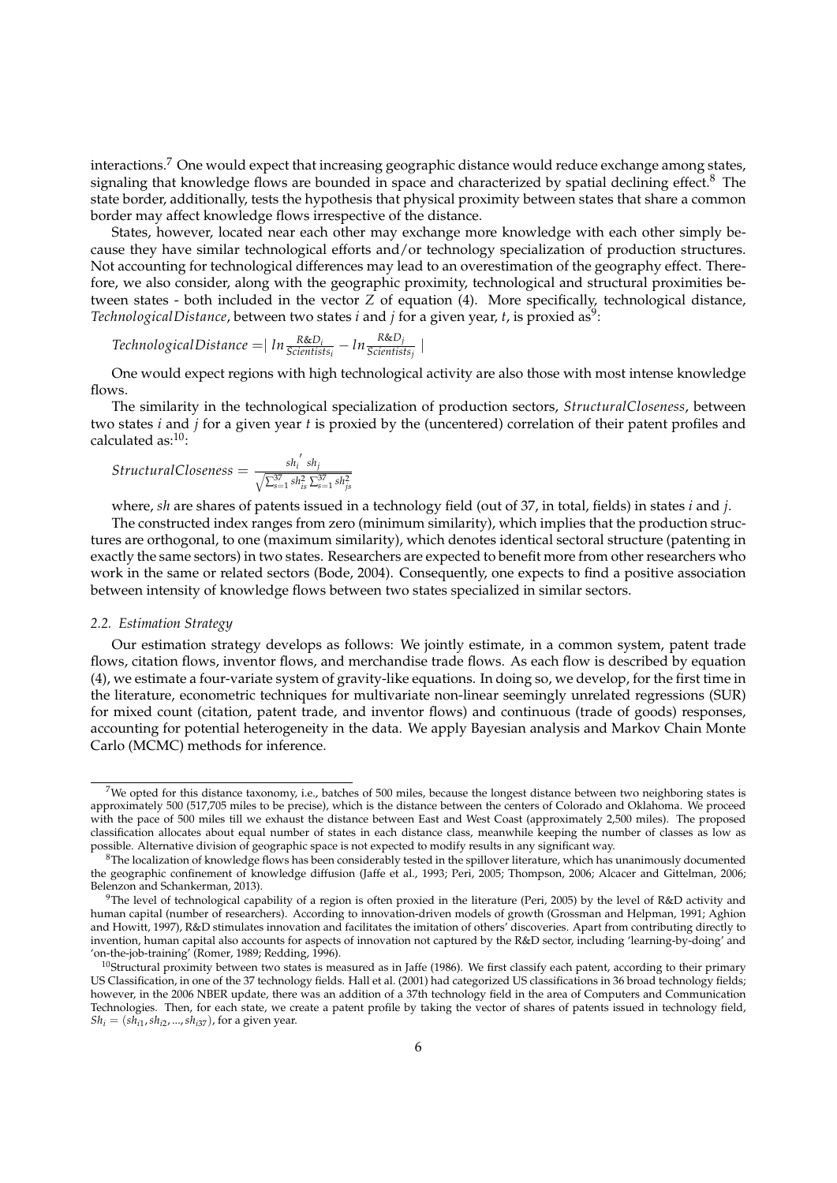interactions.[7] One would expect that increasing geographic distance would reduce exchange among states, signaling that knowledge flows are bounded in space and characterized by spatial declining effect.[8] The state border, additionally, tests the hypothesis that physical proximity between states that share a common border may affect knowledge flows irrespective of the distance.

States, however, located near each other may exchange more knowledge with each other simply because they have similar technological efforts and/or technology specialization of production structures. Not accounting for technological differences may lead to an overestimation of the geography effect. Therefore, we also consider, along with the geographic proximity, technological and structural proximities between states - both included in the vector $Z$ of equation (4). More specifically, technological distance, *TechnologicalDistance*, between two states $i$ and $j$ for a given year, $t$, is proxied as[9]:

$$TechnologicalDistance = \mid ln \frac{R\&D_i}{Scientists_i} - ln \frac{R\&D_j}{Scientists_j} \mid$$

One would expect regions with high technological activity are also those with most intense knowledge flows.

The similarity in the technological specialization of production sectors, *StructuralCloseness*, between two states $i$ and $j$ for a given year $t$ is proxied by the (uncentered) correlation of their patent profiles and calculated as:[10]:

$$StructuralCloseness = \frac{sh_i{}' \, sh_j}{\sqrt{\sum_{s=1}^{37} sh_{is}^2 \sum_{s=1}^{37} sh_{js}^2}}$$

where, $sh$ are shares of patents issued in a technology field (out of 37, in total, fields) in states $i$ and $j$.

The constructed index ranges from zero (minimum similarity), which implies that the production structures are orthogonal, to one (maximum similarity), which denotes identical sectoral structure (patenting in exactly the same sectors) in two states. Researchers are expected to benefit more from other researchers who work in the same or related sectors (Bode, 2004). Consequently, one expects to find a positive association between intensity of knowledge flows between two states specialized in similar sectors.

### *2.2. Estimation Strategy*

Our estimation strategy develops as follows: We jointly estimate, in a common system, patent trade flows, citation flows, inventor flows, and merchandise trade flows. As each flow is described by equation (4), we estimate a four-variate system of gravity-like equations. In doing so, we develop, for the first time in the literature, econometric techniques for multivariate non-linear seemingly unrelated regressions (SUR) for mixed count (citation, patent trade, and inventor flows) and continuous (trade of goods) responses, accounting for potential heterogeneity in the data. We apply Bayesian analysis and Markov Chain Monte Carlo (MCMC) methods for inference.

---

[7]We opted for this distance taxonomy, i.e., batches of 500 miles, because the longest distance between two neighboring states is approximately 500 (517,705 miles to be precise), which is the distance between the centers of Colorado and Oklahoma. We proceed with the pace of 500 miles till we exhaust the distance between East and West Coast (approximately 2,500 miles). The proposed classification allocates about equal number of states in each distance class, meanwhile keeping the number of classes as low as possible. Alternative division of geographic space is not expected to modify results in any significant way.

[8]The localization of knowledge flows has been considerably tested in the spillover literature, which has unanimously documented the geographic confinement of knowledge diffusion (Jaffe et al., 1993; Peri, 2005; Thompson, 2006; Alcacer and Gittelman, 2006; Belenzon and Schankerman, 2013).

[9]The level of technological capability of a region is often proxied in the literature (Peri, 2005) by the level of R&D activity and human capital (number of researchers). According to innovation-driven models of growth (Grossman and Helpman, 1991; Aghion and Howitt, 1997), R&D stimulates innovation and facilitates the imitation of others' discoveries. Apart from contributing directly to invention, human capital also accounts for aspects of innovation not captured by the R&D sector, including 'learning-by-doing' and 'on-the-job-training' (Romer, 1989; Redding, 1996).

[10]Structural proximity between two states is measured as in Jaffe (1986). We first classify each patent, according to their primary US Classification, in one of the 37 technology fields. Hall et al. (2001) had categorized US classifications in 36 broad technology fields; however, in the 2006 NBER update, there was an addition of a 37th technology field in the area of Computers and Communication Technologies. Then, for each state, we create a patent profile by taking the vector of shares of patents issued in technology field, $Sh_i = (sh_{i1}, sh_{i2}, ..., sh_{i37})$, for a given year.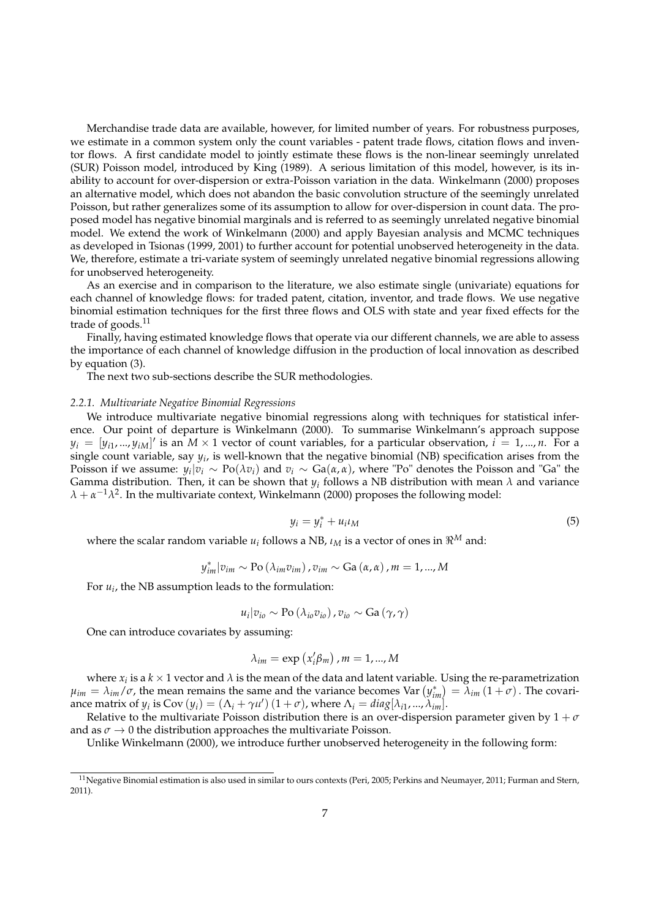Merchandise trade data are available, however, for limited number of years. For robustness purposes, we estimate in a common system only the count variables - patent trade flows, citation flows and inventor flows. A first candidate model to jointly estimate these flows is the non-linear seemingly unrelated (SUR) Poisson model, introduced by King (1989). A serious limitation of this model, however, is its inability to account for over-dispersion or extra-Poisson variation in the data. Winkelmann (2000) proposes an alternative model, which does not abandon the basic convolution structure of the seemingly unrelated Poisson, but rather generalizes some of its assumption to allow for over-dispersion in count data. The proposed model has negative binomial marginals and is referred to as seemingly unrelated negative binomial model. We extend the work of Winkelmann (2000) and apply Bayesian analysis and MCMC techniques as developed in Tsionas (1999, 2001) to further account for potential unobserved heterogeneity in the data. We, therefore, estimate a tri-variate system of seemingly unrelated negative binomial regressions allowing for unobserved heterogeneity.

As an exercise and in comparison to the literature, we also estimate single (univariate) equations for each channel of knowledge flows: for traded patent, citation, inventor, and trade flows. We use negative binomial estimation techniques for the first three flows and OLS with state and year fixed effects for the trade of goods.[11]

Finally, having estimated knowledge flows that operate via our different channels, we are able to assess the importance of each channel of knowledge diffusion in the production of local innovation as described by equation (3).

The next two sub-sections describe the SUR methodologies.

### 2.2.1. *Multivariate Negative Binomial Regressions*

We introduce multivariate negative binomial regressions along with techniques for statistical inference. Our point of departure is Winkelmann (2000). To summarise Winkelmann's approach suppose $y_i = [y_{i1}, ..., y_{iM}]'$ is an $M \times 1$ vector of count variables, for a particular observation, $i = 1, ..., n$. For a single count variable, say $y_i$, is well-known that the negative binomial (NB) specification arises from the Poisson if we assume: $y_i|v_i \sim \text{Po}(\lambda v_i)$ and $v_i \sim \text{Ga}(\alpha, \alpha)$, where "Po" denotes the Poisson and "Ga" the Gamma distribution. Then, it can be shown that $y_i$ follows a NB distribution with mean $\lambda$ and variance $\lambda + \alpha^{-1}\lambda^2$. In the multivariate context, Winkelmann (2000) proposes the following model:

$$y_i = y_i^* + u_i \iota_M \tag{5}$$

where the scalar random variable $u_i$ follows a NB, $\iota_M$ is a vector of ones in $\Re^M$ and:

$$y_{im}^*|v_{im} \sim \text{Po}\left(\lambda_{im} v_{im}\right), v_{im} \sim \text{Ga}\left(\alpha, \alpha\right), m = 1, ..., M$$

For $u_i$, the NB assumption leads to the formulation:

$$u_i|v_{io} \sim \text{Po}\left(\lambda_{io} v_{io}\right), v_{io} \sim \text{Ga}\left(\gamma, \gamma\right)$$

One can introduce covariates by assuming:

$$\lambda_{im} = \exp\left(x_i' \beta_m\right), m = 1, ..., M$$

where $x_i$ is a $k \times 1$ vector and $\lambda$ is the mean of the data and latent variable. Using the re-parametrization $\mu_{im} = \lambda_{im}/\sigma$, the mean remains the same and the variance becomes $\text{Var}\left(y_{im}^*\right) = \lambda_{im}\left(1 + \sigma\right)$. The covariance matrix of $y_i$ is $\text{Cov}\left(y_i\right) = \left(\Lambda_i + \gamma \iota \iota'\right)\left(1 + \sigma\right)$, where $\Lambda_i = diag[\lambda_{i1}, ..., \lambda_{im}]$.

Relative to the multivariate Poisson distribution there is an over-dispersion parameter given by $1 + \sigma$ and as $\sigma \rightarrow 0$ the distribution approaches the multivariate Poisson.

Unlike Winkelmann (2000), we introduce further unobserved heterogeneity in the following form:

[11] Negative Binomial estimation is also used in similar to ours contexts (Peri, 2005; Perkins and Neumayer, 2011; Furman and Stern, 2011).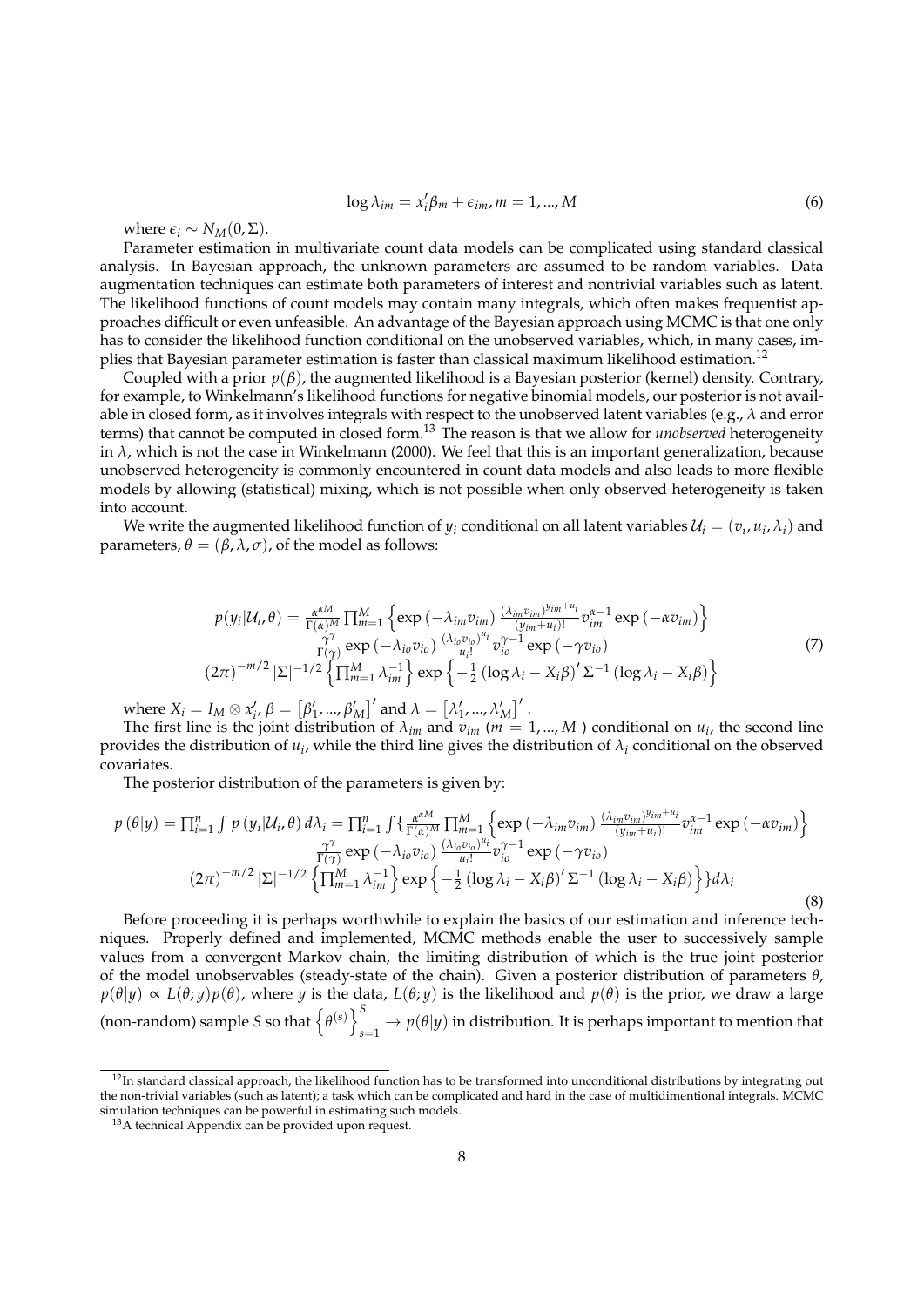$$\log \lambda_{im} = x_i' \beta_m + \epsilon_{im}, m = 1, ..., M \tag{6}$$

where $\epsilon_i \sim N_M(0, \Sigma)$.

Parameter estimation in multivariate count data models can be complicated using standard classical analysis. In Bayesian approach, the unknown parameters are assumed to be random variables. Data augmentation techniques can estimate both parameters of interest and nontrivial variables such as latent. The likelihood functions of count models may contain many integrals, which often makes frequentist approaches difficult or even unfeasible. An advantage of the Bayesian approach using MCMC is that one only has to consider the likelihood function conditional on the unobserved variables, which, in many cases, implies that Bayesian parameter estimation is faster than classical maximum likelihood estimation.[12]

Coupled with a prior $p(\beta)$, the augmented likelihood is a Bayesian posterior (kernel) density. Contrary, for example, to Winkelmann's likelihood functions for negative binomial models, our posterior is not available in closed form, as it involves integrals with respect to the unobserved latent variables (e.g., $\lambda$ and error terms) that cannot be computed in closed form.[13] The reason is that we allow for *unobserved* heterogeneity in $\lambda$, which is not the case in Winkelmann (2000). We feel that this is an important generalization, because unobserved heterogeneity is commonly encountered in count data models and also leads to more flexible models by allowing (statistical) mixing, which is not possible when only observed heterogeneity is taken into account.

We write the augmented likelihood function of $y_i$ conditional on all latent variables $\mathcal{U}_i = (v_i, u_i, \lambda_i)$ and parameters, $\theta = (\beta, \lambda, \sigma)$, of the model as follows:

$$\begin{gathered} p(y_i|\mathcal{U}_i, \theta) = \frac{\alpha^{\alpha M}}{\Gamma(\alpha)^M} \prod_{m=1}^{M} \left\{ \exp\left(-\lambda_{im} v_{im}\right) \frac{(\lambda_{im} v_{im})^{y_{im}+u_i}}{(y_{im}+u_i)!} v_{im}^{\alpha-1} \exp\left(-\alpha v_{im}\right) \right\} \\ \frac{\gamma^{\gamma}}{\Gamma(\gamma)} \exp\left(-\lambda_{io} v_{io}\right) \frac{(\lambda_{io} v_{io})^{u_i}}{u_i!} v_{io}^{\gamma-1} \exp\left(-\gamma v_{io}\right) \\ (2\pi)^{-m/2} |\Sigma|^{-1/2} \left\{ \prod_{m=1}^{M} \lambda_{im}^{-1} \right\} \exp\left\{ -\frac{1}{2} \left(\log \lambda_i - X_i \beta\right)' \Sigma^{-1} \left(\log \lambda_i - X_i \beta\right) \right\} \end{gathered} \tag{7}$$

where $X_i = I_M \otimes x_i'$, $\beta = \left[\beta_1', ..., \beta_M'\right]'$ and $\lambda = \left[\lambda_1', ..., \lambda_M'\right]'$.

The first line is the joint distribution of $\lambda_{im}$ and $v_{im}$ ($m = 1, ..., M$ ) conditional on $u_i$, the second line provides the distribution of $u_i$, while the third line gives the distribution of $\lambda_i$ conditional on the observed covariates.

The posterior distribution of the parameters is given by:

$$\begin{gathered} p\left(\theta|y\right) = \prod_{i=1}^{n} \int p\left(y_i|\mathcal{U}_i, \theta\right) d\lambda_i = \prod_{i=1}^{n} \int \Big\{ \frac{\alpha^{\alpha M}}{\Gamma(\alpha)^M} \prod_{m=1}^{M} \left\{ \exp\left(-\lambda_{im} v_{im}\right) \frac{(\lambda_{im} v_{im})^{y_{im}+u_i}}{(y_{im}+u_i)!} v_{im}^{\alpha-1} \exp\left(-\alpha v_{im}\right) \right\} \\ \frac{\gamma^{\gamma}}{\Gamma(\gamma)} \exp\left(-\lambda_{io} v_{io}\right) \frac{(\lambda_{io} v_{io})^{u_i}}{u_i!} v_{io}^{\gamma-1} \exp\left(-\gamma v_{io}\right) \\ (2\pi)^{-m/2} |\Sigma|^{-1/2} \left\{ \prod_{m=1}^{M} \lambda_{im}^{-1} \right\} \exp\left\{ -\frac{1}{2} \left(\log \lambda_i - X_i \beta\right)' \Sigma^{-1} \left(\log \lambda_i - X_i \beta\right) \right\} \Big\} d\lambda_i \end{gathered} \tag{8}$$

Before proceeding it is perhaps worthwhile to explain the basics of our estimation and inference techniques. Properly defined and implemented, MCMC methods enable the user to successively sample values from a convergent Markov chain, the limiting distribution of which is the true joint posterior of the model unobservables (steady-state of the chain). Given a posterior distribution of parameters $\theta$, $p(\theta|y) \propto L(\theta; y) p(\theta)$, where $y$ is the data, $L(\theta; y)$ is the likelihood and $p(\theta)$ is the prior, we draw a large (non-random) sample $S$ so that $\left\{\theta^{(s)}\right\}_{s=1}^{S} \rightarrow p(\theta|y)$ in distribution. It is perhaps important to mention that

[12] In standard classical approach, the likelihood function has to be transformed into unconditional distributions by integrating out the non-trivial variables (such as latent); a task which can be complicated and hard in the case of multidimentional integrals. MCMC simulation techniques can be powerful in estimating such models.

[13] A technical Appendix can be provided upon request.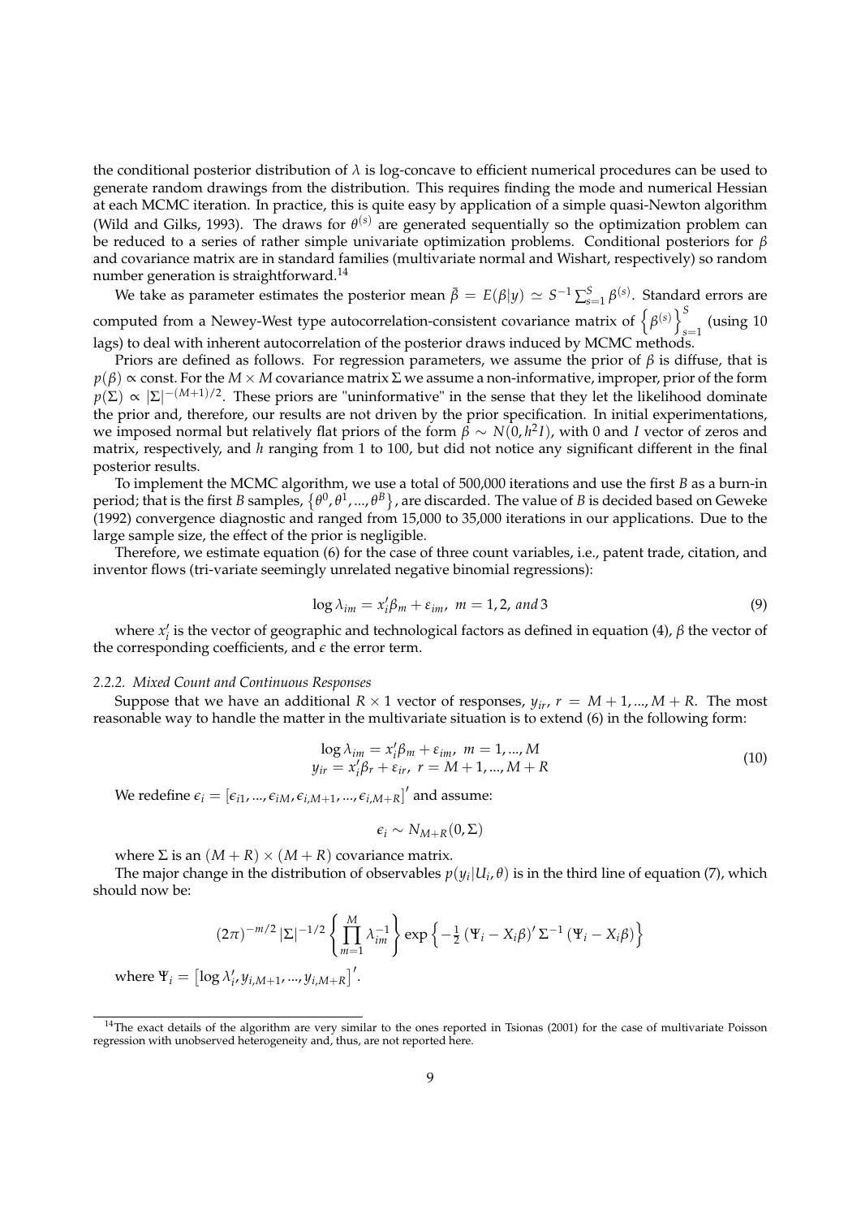the conditional posterior distribution of $\lambda$ is log-concave to efficient numerical procedures can be used to generate random drawings from the distribution. This requires finding the mode and numerical Hessian at each MCMC iteration. In practice, this is quite easy by application of a simple quasi-Newton algorithm (Wild and Gilks, 1993). The draws for $\theta^{(s)}$ are generated sequentially so the optimization problem can be reduced to a series of rather simple univariate optimization problems. Conditional posteriors for $\beta$ and covariance matrix are in standard families (multivariate normal and Wishart, respectively) so random number generation is straightforward.[14]

We take as parameter estimates the posterior mean $\bar{\beta} = E(\beta|y) \simeq S^{-1}\sum_{s=1}^{S}\beta^{(s)}$. Standard errors are computed from a Newey-West type autocorrelation-consistent covariance matrix of $\left\{\beta^{(s)}\right\}_{s=1}^{S}$ (using 10 lags) to deal with inherent autocorrelation of the posterior draws induced by MCMC methods.

Priors are defined as follows. For regression parameters, we assume the prior of $\beta$ is diffuse, that is $p(\beta) \propto$ const. For the $M \times M$ covariance matrix $\Sigma$ we assume a non-informative, improper, prior of the form $p(\Sigma) \propto |\Sigma|^{-(M+1)/2}$. These priors are "uninformative" in the sense that they let the likelihood dominate the prior and, therefore, our results are not driven by the prior specification. In initial experimentations, we imposed normal but relatively flat priors of the form $\beta \sim N(0, h^2 I)$, with 0 and $I$ vector of zeros and matrix, respectively, and $h$ ranging from 1 to 100, but did not notice any significant different in the final posterior results.

To implement the MCMC algorithm, we use a total of 500,000 iterations and use the first $B$ as a burn-in period; that is the first $B$ samples, $\left\{\theta^0, \theta^1, ..., \theta^B\right\}$, are discarded. The value of $B$ is decided based on Geweke (1992) convergence diagnostic and ranged from 15,000 to 35,000 iterations in our applications. Due to the large sample size, the effect of the prior is negligible.

Therefore, we estimate equation (6) for the case of three count variables, i.e., patent trade, citation, and inventor flows (tri-variate seemingly unrelated negative binomial regressions):

$$\log \lambda_{im} = x_i'\beta_m + \varepsilon_{im},\ m = 1, 2, \textit{and } 3 \tag{9}$$

where $x_i'$ is the vector of geographic and technological factors as defined in equation (4), $\beta$ the vector of the corresponding coefficients, and $\epsilon$ the error term.

### *2.2.2. Mixed Count and Continuous Responses*

Suppose that we have an additional $R \times 1$ vector of responses, $y_{ir}$, $r = M+1, ..., M+R$. The most reasonable way to handle the matter in the multivariate situation is to extend (6) in the following form:

$$\begin{aligned} \log \lambda_{im} &= x_i'\beta_m + \varepsilon_{im},\ m = 1, ..., M \\ y_{ir} &= x_i'\beta_r + \varepsilon_{ir},\ r = M+1, ..., M+R \end{aligned} \tag{10}$$

We redefine $\epsilon_i = \left[\epsilon_{i1}, ..., \epsilon_{iM}, \epsilon_{i,M+1}, ..., \epsilon_{i,M+R}\right]'$ and assume:

$$\epsilon_i \sim N_{M+R}(0, \Sigma)$$

where $\Sigma$ is an $(M+R) \times (M+R)$ covariance matrix.

The major change in the distribution of observables $p(y_i|U_i, \theta)$ is in the third line of equation (7), which should now be:

$$(2\pi)^{-m/2} |\Sigma|^{-1/2} \left\{\prod_{m=1}^{M} \lambda_{im}^{-1}\right\} \exp\left\{-\tfrac{1}{2}\left(\Psi_i - X_i\beta\right)' \Sigma^{-1} \left(\Psi_i - X_i\beta\right)\right\}$$

where $\Psi_i = \left[\log \lambda_i', y_{i,M+1}, ..., y_{i,M+R}\right]'$.

[14] The exact details of the algorithm are very similar to the ones reported in Tsionas (2001) for the case of multivariate Poisson regression with unobserved heterogeneity and, thus, are not reported here.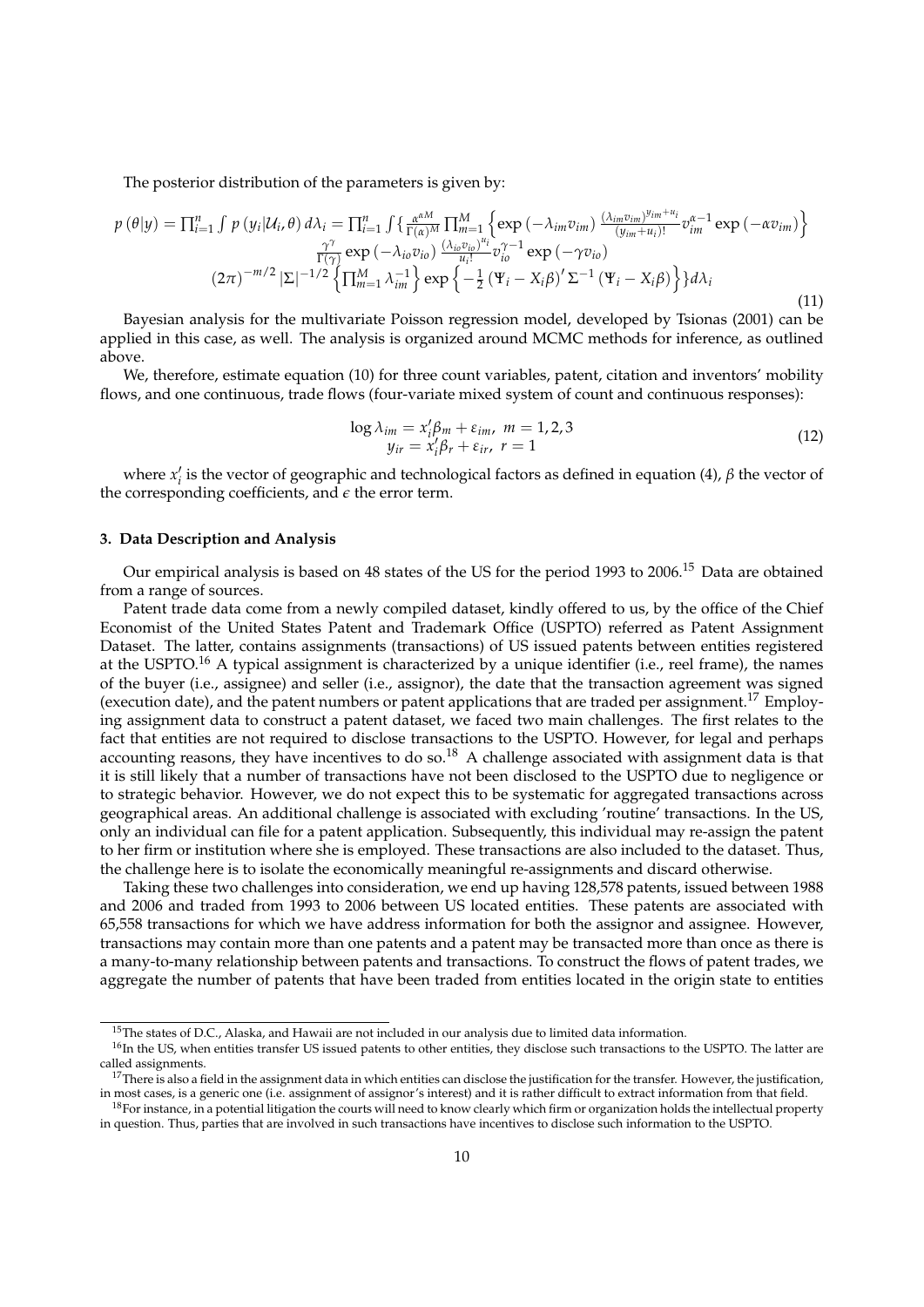The posterior distribution of the parameters is given by:

$$
\begin{gathered}
p(\theta|y) = \prod_{i=1}^{n} \int p(y_i|\mathcal{U}_i, \theta)\, d\lambda_i = \prod_{i=1}^{n} \int \{ \frac{\alpha^{\alpha M}}{\Gamma(\alpha)^M} \prod_{m=1}^{M} \left\{ \exp\left(-\lambda_{im} v_{im}\right) \frac{(\lambda_{im} v_{im})^{y_{im}+u_i}}{(y_{im}+u_i)!} v_{im}^{\alpha-1} \exp\left(-\alpha v_{im}\right) \right\} \\
\frac{\gamma^{\gamma}}{\Gamma(\gamma)} \exp\left(-\lambda_{io} v_{io}\right) \frac{(\lambda_{io} v_{io})^{u_i}}{u_i!} v_{io}^{\gamma-1} \exp\left(-\gamma v_{io}\right) \\
(2\pi)^{-m/2} |\Sigma|^{-1/2} \left\{ \prod_{m=1}^{M} \lambda_{im}^{-1} \right\} \exp\left\{ -\frac{1}{2} \left(\Psi_i - X_i \beta\right)' \Sigma^{-1} \left(\Psi_i - X_i \beta\right) \right\} \} d\lambda_i
\end{gathered}
\tag{11}
$$

Bayesian analysis for the multivariate Poisson regression model, developed by Tsionas (2001) can be applied in this case, as well. The analysis is organized around MCMC methods for inference, as outlined above.

We, therefore, estimate equation (10) for three count variables, patent, citation and inventors' mobility flows, and one continuous, trade flows (four-variate mixed system of count and continuous responses):

$$
\begin{aligned}
\log \lambda_{im} &= x_i' \beta_m + \varepsilon_{im}, \; m = 1, 2, 3 \\
y_{ir} &= x_i' \beta_r + \varepsilon_{ir}, \; r = 1
\end{aligned}
\tag{12}
$$

where $x_i'$ is the vector of geographic and technological factors as defined in equation (4), $\beta$ the vector of the corresponding coefficients, and $\epsilon$ the error term.

### 3. Data Description and Analysis

Our empirical analysis is based on 48 states of the US for the period 1993 to 2006.[15] Data are obtained from a range of sources.

Patent trade data come from a newly compiled dataset, kindly offered to us, by the office of the Chief Economist of the United States Patent and Trademark Office (USPTO) referred as Patent Assignment Dataset. The latter, contains assignments (transactions) of US issued patents between entities registered at the USPTO.[16] A typical assignment is characterized by a unique identifier (i.e., reel frame), the names of the buyer (i.e., assignee) and seller (i.e., assignor), the date that the transaction agreement was signed (execution date), and the patent numbers or patent applications that are traded per assignment.[17] Employing assignment data to construct a patent dataset, we faced two main challenges. The first relates to the fact that entities are not required to disclose transactions to the USPTO. However, for legal and perhaps accounting reasons, they have incentives to do so.[18] A challenge associated with assignment data is that it is still likely that a number of transactions have not been disclosed to the USPTO due to negligence or to strategic behavior. However, we do not expect this to be systematic for aggregated transactions across geographical areas. An additional challenge is associated with excluding 'routine' transactions. In the US, only an individual can file for a patent application. Subsequently, this individual may re-assign the patent to her firm or institution where she is employed. These transactions are also included to the dataset. Thus, the challenge here is to isolate the economically meaningful re-assignments and discard otherwise.

Taking these two challenges into consideration, we end up having 128,578 patents, issued between 1988 and 2006 and traded from 1993 to 2006 between US located entities. These patents are associated with 65,558 transactions for which we have address information for both the assignor and assignee. However, transactions may contain more than one patents and a patent may be transacted more than once as there is a many-to-many relationship between patents and transactions. To construct the flows of patent trades, we aggregate the number of patents that have been traded from entities located in the origin state to entities

---

[15] The states of D.C., Alaska, and Hawaii are not included in our analysis due to limited data information.

[16] In the US, when entities transfer US issued patents to other entities, they disclose such transactions to the USPTO. The latter are called assignments.

[17] There is also a field in the assignment data in which entities can disclose the justification for the transfer. However, the justification, in most cases, is a generic one (i.e. assignment of assignor's interest) and it is rather difficult to extract information from that field.

[18] For instance, in a potential litigation the courts will need to know clearly which firm or organization holds the intellectual property in question. Thus, parties that are involved in such transactions have incentives to disclose such information to the USPTO.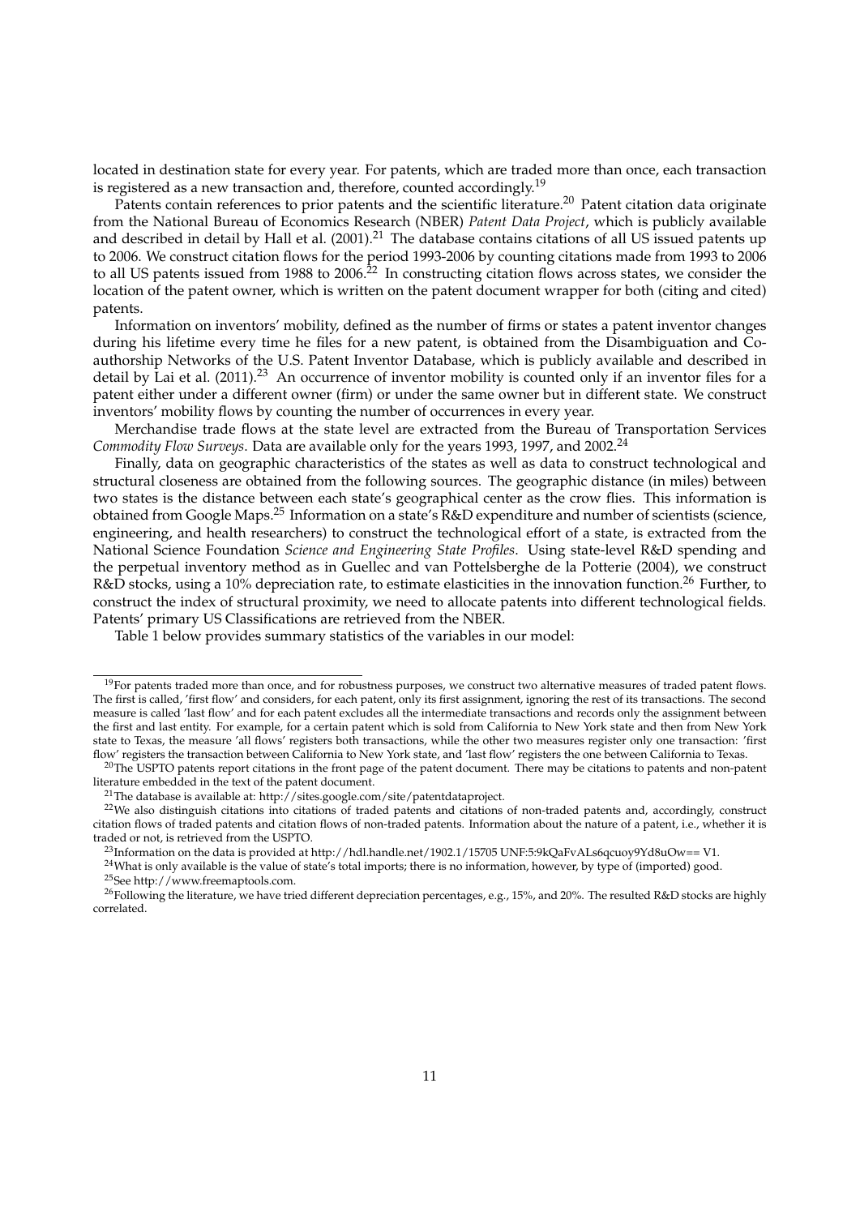located in destination state for every year. For patents, which are traded more than once, each transaction is registered as a new transaction and, therefore, counted accordingly.[19]

Patents contain references to prior patents and the scientific literature.[20] Patent citation data originate from the National Bureau of Economics Research (NBER) *Patent Data Project*, which is publicly available and described in detail by Hall et al. (2001).[21] The database contains citations of all US issued patents up to 2006. We construct citation flows for the period 1993-2006 by counting citations made from 1993 to 2006 to all US patents issued from 1988 to 2006.[22] In constructing citation flows across states, we consider the location of the patent owner, which is written on the patent document wrapper for both (citing and cited) patents.

Information on inventors' mobility, defined as the number of firms or states a patent inventor changes during his lifetime every time he files for a new patent, is obtained from the Disambiguation and Co-authorship Networks of the U.S. Patent Inventor Database, which is publicly available and described in detail by Lai et al. (2011).[23] An occurrence of inventor mobility is counted only if an inventor files for a patent either under a different owner (firm) or under the same owner but in different state. We construct inventors' mobility flows by counting the number of occurrences in every year.

Merchandise trade flows at the state level are extracted from the Bureau of Transportation Services *Commodity Flow Surveys*. Data are available only for the years 1993, 1997, and 2002.[24]

Finally, data on geographic characteristics of the states as well as data to construct technological and structural closeness are obtained from the following sources. The geographic distance (in miles) between two states is the distance between each state's geographical center as the crow flies. This information is obtained from Google Maps.[25] Information on a state's R&D expenditure and number of scientists (science, engineering, and health researchers) to construct the technological effort of a state, is extracted from the National Science Foundation *Science and Engineering State Profiles*. Using state-level R&D spending and the perpetual inventory method as in Guellec and van Pottelsberghe de la Potterie (2004), we construct R&D stocks, using a 10% depreciation rate, to estimate elasticities in the innovation function.[26] Further, to construct the index of structural proximity, we need to allocate patents into different technological fields. Patents' primary US Classifications are retrieved from the NBER.

Table 1 below provides summary statistics of the variables in our model:

---

[19] For patents traded more than once, and for robustness purposes, we construct two alternative measures of traded patent flows. The first is called, 'first flow' and considers, for each patent, only its first assignment, ignoring the rest of its transactions. The second measure is called 'last flow' and for each patent excludes all the intermediate transactions and records only the assignment between the first and last entity. For example, for a certain patent which is sold from California to New York state and then from New York state to Texas, the measure 'all flows' registers both transactions, while the other two measures register only one transaction: 'first flow' registers the transaction between California to New York state, and 'last flow' registers the one between California to Texas.

[20] The USPTO patents report citations in the front page of the patent document. There may be citations to patents and non-patent literature embedded in the text of the patent document.

[21] The database is available at: http://sites.google.com/site/patentdataproject.

[22] We also distinguish citations into citations of traded patents and citations of non-traded patents and, accordingly, construct citation flows of traded patents and citation flows of non-traded patents. Information about the nature of a patent, i.e., whether it is traded or not, is retrieved from the USPTO.

[23] Information on the data is provided at http://hdl.handle.net/1902.1/15705 UNF:5:9kQaFvALs6qcuoy9Yd8uOw== V1.

[24] What is only available is the value of state's total imports; there is no information, however, by type of (imported) good.

[25] See http://www.freemaptools.com.

[26] Following the literature, we have tried different depreciation percentages, e.g., 15%, and 20%. The resulted R&D stocks are highly correlated.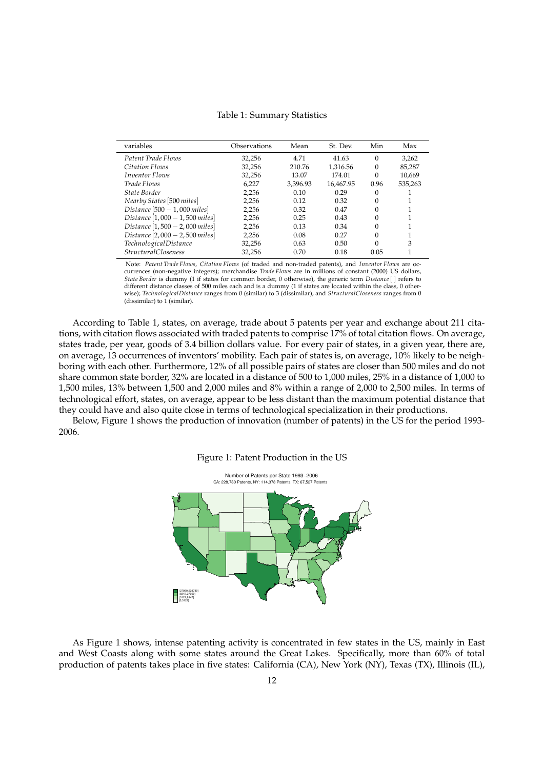Table 1: Summary Statistics

| variables | Observations | Mean | St. Dev. | Min | Max |
|---|---|---|---|---|---|
| *Patent Trade Flows* | 32,256 | 4.71 | 41.63 | 0 | 3,262 |
| *Citation Flows* | 32,256 | 210.76 | 1,316.56 | 0 | 85,287 |
| *Inventor Flows* | 32,256 | 13.07 | 174.01 | 0 | 10,669 |
| *Trade Flows* | 6,227 | 3,396.93 | 16,467.95 | 0.96 | 535,263 |
| *State Border* | 2,256 | 0.10 | 0.29 | 0 | 1 |
| *Nearby States* [500 *miles*] | 2,256 | 0.12 | 0.32 | 0 | 1 |
| *Distance* [$500 - 1,000$ *miles*] | 2,256 | 0.32 | 0.47 | 0 | 1 |
| *Distance* [$1,000 - 1,500$ *miles*] | 2,256 | 0.25 | 0.43 | 0 | 1 |
| *Distance* [$1,500 - 2,000$ *miles*] | 2,256 | 0.13 | 0.34 | 0 | 1 |
| *Distance* [$2,000 - 2,500$ *miles*] | 2,256 | 0.08 | 0.27 | 0 | 1 |
| *TechnologicalDistance* | 32,256 | 0.63 | 0.50 | 0 | 3 |
| *StructuralCloseness* | 32,256 | 0.70 | 0.18 | 0.05 | 1 |

Note: *Patent Trade Flows*, *Citation Flows* (of traded and non-traded patents), and *Inventor Flows* are occurrences (non-negative integers); merchandise *Trade Flows* are in millions of constant (2000) US dollars, *State Border* is dummy (1 if states for common border, 0 otherwise), the generic term *Distance* [ ] refers to different distance classes of 500 miles each and is a dummy (1 if states are located within the class, 0 otherwise); *TechnologicalDistance* ranges from 0 (similar) to 3 (dissimilar), and *StructuralCloseness* ranges from 0 (dissimilar) to 1 (similar).

According to Table 1, states, on average, trade about 5 patents per year and exchange about 211 citations, with citation flows associated with traded patents to comprise 17% of total citation flows. On average, states trade, per year, goods of 3.4 billion dollars value. For every pair of states, in a given year, there are, on average, 13 occurrences of inventors' mobility. Each pair of states is, on average, 10% likely to be neighboring with each other. Furthermore, 12% of all possible pairs of states are closer than 500 miles and do not share common state border, 32% are located in a distance of 500 to 1,000 miles, 25% in a distance of 1,000 to 1,500 miles, 13% between 1,500 and 2,000 miles and 8% within a range of 2,000 to 2,500 miles. In terms of technological effort, states, on average, appear to be less distant than the maximum potential distance that they could have and also quite close in terms of technological specialization in their productions.

Below, Figure 1 shows the production of innovation (number of patents) in the US for the period 1993-2006.

Figure 1: Patent Production in the US

As Figure 1 shows, intense patenting activity is concentrated in few states in the US, mainly in East and West Coasts along with some states around the Great Lakes. Specifically, more than 60% of total production of patents takes place in five states: California (CA), New York (NY), Texas (TX), Illinois (IL),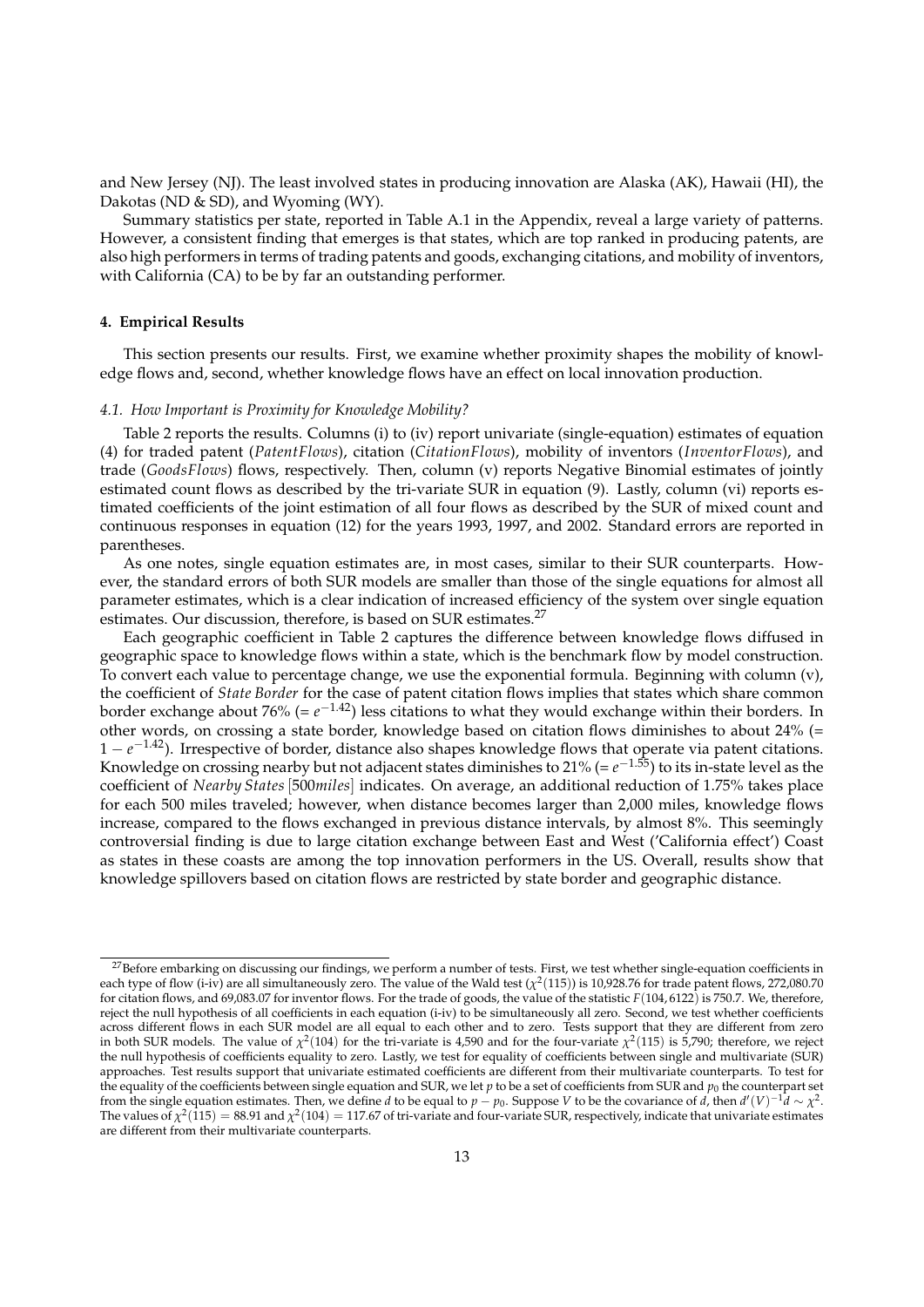and New Jersey (NJ). The least involved states in producing innovation are Alaska (AK), Hawaii (HI), the Dakotas (ND & SD), and Wyoming (WY).

Summary statistics per state, reported in Table A.1 in the Appendix, reveal a large variety of patterns. However, a consistent finding that emerges is that states, which are top ranked in producing patents, are also high performers in terms of trading patents and goods, exchanging citations, and mobility of inventors, with California (CA) to be by far an outstanding performer.

### 4. Empirical Results

This section presents our results. First, we examine whether proximity shapes the mobility of knowledge flows and, second, whether knowledge flows have an effect on local innovation production.

#### *4.1. How Important is Proximity for Knowledge Mobility?*

Table 2 reports the results. Columns (i) to (iv) report univariate (single-equation) estimates of equation (4) for traded patent (*PatentFlows*), citation (*CitationFlows*), mobility of inventors (*InventorFlows*), and trade (*GoodsFlows*) flows, respectively. Then, column (v) reports Negative Binomial estimates of jointly estimated count flows as described by the tri-variate SUR in equation (9). Lastly, column (vi) reports estimated coefficients of the joint estimation of all four flows as described by the SUR of mixed count and continuous responses in equation (12) for the years 1993, 1997, and 2002. Standard errors are reported in parentheses.

As one notes, single equation estimates are, in most cases, similar to their SUR counterparts. However, the standard errors of both SUR models are smaller than those of the single equations for almost all parameter estimates, which is a clear indication of increased efficiency of the system over single equation estimates. Our discussion, therefore, is based on SUR estimates.[27]

Each geographic coefficient in Table 2 captures the difference between knowledge flows diffused in geographic space to knowledge flows within a state, which is the benchmark flow by model construction. To convert each value to percentage change, we use the exponential formula. Beginning with column (v), the coefficient of *State Border* for the case of patent citation flows implies that states which share common border exchange about 76% (= $e^{-1.42}$) less citations to what they would exchange within their borders. In other words, on crossing a state border, knowledge based on citation flows diminishes to about 24% (= $1 - e^{-1.42}$). Irrespective of border, distance also shapes knowledge flows that operate via patent citations. Knowledge on crossing nearby but not adjacent states diminishes to 21% (= $e^{-1.55}$) to its in-state level as the coefficient of *Nearby States* [500*miles*] indicates. On average, an additional reduction of 1.75% takes place for each 500 miles traveled; however, when distance becomes larger than 2,000 miles, knowledge flows increase, compared to the flows exchanged in previous distance intervals, by almost 8%. This seemingly controversial finding is due to large citation exchange between East and West ('California effect') Coast as states in these coasts are among the top innovation performers in the US. Overall, results show that knowledge spillovers based on citation flows are restricted by state border and geographic distance.

---

[27] Before embarking on discussing our findings, we perform a number of tests. First, we test whether single-equation coefficients in each type of flow (i-iv) are all simultaneously zero. The value of the Wald test ($\chi^2(115)$) is 10,928.76 for trade patent flows, 272,080.70 for citation flows, and 69,083.07 for inventor flows. For the trade of goods, the value of the statistic $F(104, 6122)$ is 750.7. We, therefore, reject the null hypothesis of all coefficients in each equation (i-iv) to be simultaneously all zero. Second, we test whether coefficients across different flows in each SUR model are all equal to each other and to zero. Tests support that they are different from zero in both SUR models. The value of $\chi^2(104)$ for the tri-variate is 4,590 and for the four-variate $\chi^2(115)$ is 5,790; therefore, we reject the null hypothesis of coefficients equality to zero. Lastly, we test for equality of coefficients between single and multivariate (SUR) approaches. Test results support that univariate estimated coefficients are different from their multivariate counterparts. To test for the equality of the coefficients between single equation and SUR, we let $p$ to be a set of coefficients from SUR and $p_0$ the counterpart set from the single equation estimates. Then, we define $d$ to be equal to $p - p_0$. Suppose $V$ to be the covariance of $d$, then $d'(V)^{-1}d \sim \chi^2$. The values of $\chi^2(115) = 88.91$ and $\chi^2(104) = 117.67$ of tri-variate and four-variate SUR, respectively, indicate that univariate estimates are different from their multivariate counterparts.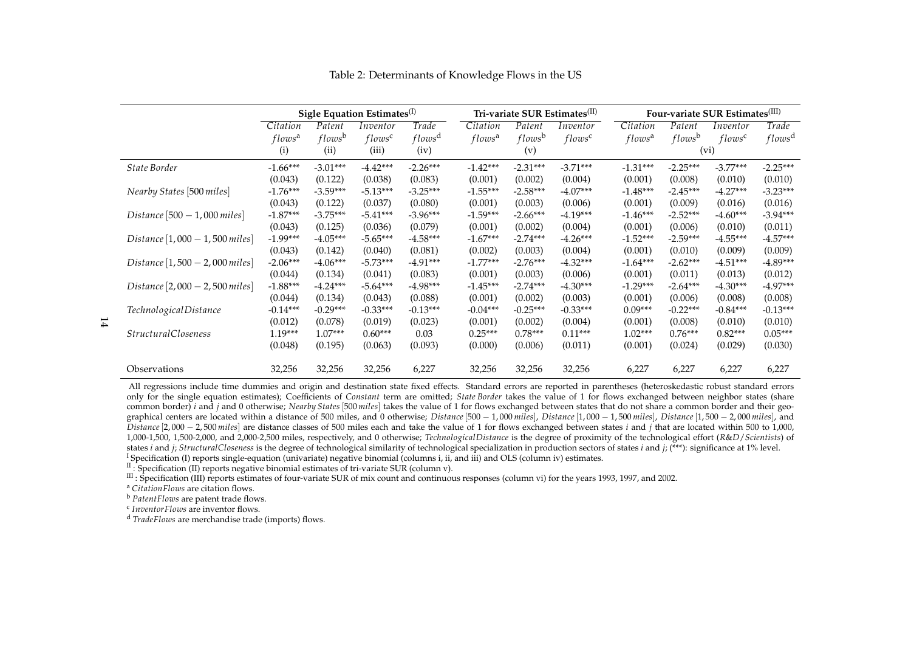Table 2: Determinants of Knowledge Flows in the US

| | Sigle Equation Estimates[(I)] | | | | Tri-variate SUR Estimates[(II)] | | | Four-variate SUR Estimates[(III)] | | | |
|---|---|---|---|---|---|---|---|---|---|---|---|
| | *Citation flows*[a] | *Patent flows*[b] | *Inventor flows*[c] | *Trade flows*[d] | *Citation flows*[a] | *Patent flows*[b] | *Inventor flows*[c] | *Citation flows*[a] | *Patent flows*[b] | *Inventor flows*[c] | *Trade flows*[d] |
| | (i) | (ii) | (iii) | (iv) | | (v) | | | (vi) | | |
| *State Border* | -1.66*** | -3.01*** | -4.42*** | -2.26*** | -1.42*** | -2.31*** | -3.71*** | -1.31*** | -2.25*** | -3.77*** | -2.25*** |
| | (0.043) | (0.122) | (0.038) | (0.083) | (0.001) | (0.002) | (0.004) | (0.001) | (0.008) | (0.010) | (0.010) |
| *Nearby States* [500 *miles*] | -1.76*** | -3.59*** | -5.13*** | -3.25*** | -1.55*** | -2.58*** | -4.07*** | -1.48*** | -2.45*** | -4.27*** | -3.23*** |
| | (0.043) | (0.122) | (0.037) | (0.080) | (0.001) | (0.003) | (0.006) | (0.001) | (0.009) | (0.016) | (0.016) |
| *Distance* $[500-1,000\,miles]$ | -1.87*** | -3.75*** | -5.41*** | -3.96*** | -1.59*** | -2.66*** | -4.19*** | -1.46*** | -2.52*** | -4.60*** | -3.94*** |
| | (0.043) | (0.125) | (0.036) | (0.079) | (0.001) | (0.002) | (0.004) | (0.001) | (0.006) | (0.010) | (0.011) |
| *Distance* $[1,000-1,500\,miles]$ | -1.99*** | -4.05*** | -5.65*** | -4.58*** | -1.67*** | -2.74*** | -4.26*** | -1.52*** | -2.59*** | -4.55*** | -4.57*** |
| | (0.043) | (0.142) | (0.040) | (0.081) | (0.002) | (0.003) | (0.004) | (0.001) | (0.010) | (0.009) | (0.009) |
| *Distance* $[1,500-2,000\,miles]$ | -2.06*** | -4.06*** | -5.73*** | -4.91*** | -1.77*** | -2.76*** | -4.32*** | -1.64*** | -2.62*** | -4.51*** | -4.89*** |
| | (0.044) | (0.134) | (0.041) | (0.083) | (0.001) | (0.003) | (0.006) | (0.001) | (0.011) | (0.013) | (0.012) |
| *Distance* $[2,000-2,500\,miles]$ | -1.88*** | -4.24*** | -5.64*** | -4.98*** | -1.45*** | -2.74*** | -4.30*** | -1.29*** | -2.64*** | -4.30*** | -4.97*** |
| | (0.044) | (0.134) | (0.043) | (0.088) | (0.001) | (0.002) | (0.003) | (0.001) | (0.006) | (0.008) | (0.008) |
| *TechnologicalDistance* | -0.14*** | -0.29*** | -0.33*** | -0.13*** | -0.04*** | -0.25*** | -0.33*** | 0.09*** | -0.22*** | -0.84*** | -0.13*** |
| | (0.012) | (0.078) | (0.019) | (0.023) | (0.001) | (0.002) | (0.004) | (0.001) | (0.008) | (0.010) | (0.010) |
| *StructuralCloseness* | 1.19*** | 1.07*** | 0.60*** | 0.03 | 0.25*** | 0.78*** | 0.11*** | 1.02*** | 0.76*** | 0.82*** | 0.05*** |
| | (0.048) | (0.195) | (0.063) | (0.093) | (0.000) | (0.006) | (0.011) | (0.001) | (0.024) | (0.029) | (0.030) |
| Observations | 32,256 | 32,256 | 32,256 | 6,227 | 32,256 | 32,256 | 32,256 | 6,227 | 6,227 | 6,227 | 6,227 |

All regressions include time dummies and origin and destination state fixed effects. Standard errors are reported in parentheses (heteroskedastic robust standard errors only for the single equation estimates); Coefficients of *Constant* term are omitted; *State Border* takes the value of 1 for flows exchanged between neighbor states (share common border) $i$ and $j$ and 0 otherwise; *Nearby States* [500 *miles*] takes the value of 1 for flows exchanged between states that do not share a common border and their geographical centers are located within a distance of 500 miles, and 0 otherwise; *Distance* $[500-1,000\,miles]$, *Distance* $[1,000-1,500\,miles]$, *Distance* $[1,500-2,000\,miles]$, and *Distance* $[2,000-2,500\,miles]$ are distance classes of 500 miles each and take the value of 1 for flows exchanged between states $i$ and $j$ that are located within 500 to 1,000, 1,000-1,500, 1,500-2,000, and 2,000-2,500 miles, respectively, and 0 otherwise; *TechnologicalDistance* is the degree of proximity of the technological effort (*R&D/Scientists*) of states $i$ and $j$; *StructuralCloseness* is the degree of technological similarity of technological specialization in production sectors of states $i$ and $j$; (***): significance at 1% level.

[I] Specification (I) reports single-equation (univariate) negative binomial (columns i, ii, and iii) and OLS (column iv) estimates.

[II]: Specification (II) reports negative binomial estimates of tri-variate SUR (column v).

[III]: Specification (III) reports estimates of four-variate SUR of mix count and continuous responses (column vi) for the years 1993, 1997, and 2002.

[a] *CitationFlows* are citation flows.

[b] *PatentFlows* are patent trade flows.

[c] *InventorFlows* are inventor flows.

[d] *TradeFlows* are merchandise trade (imports) flows.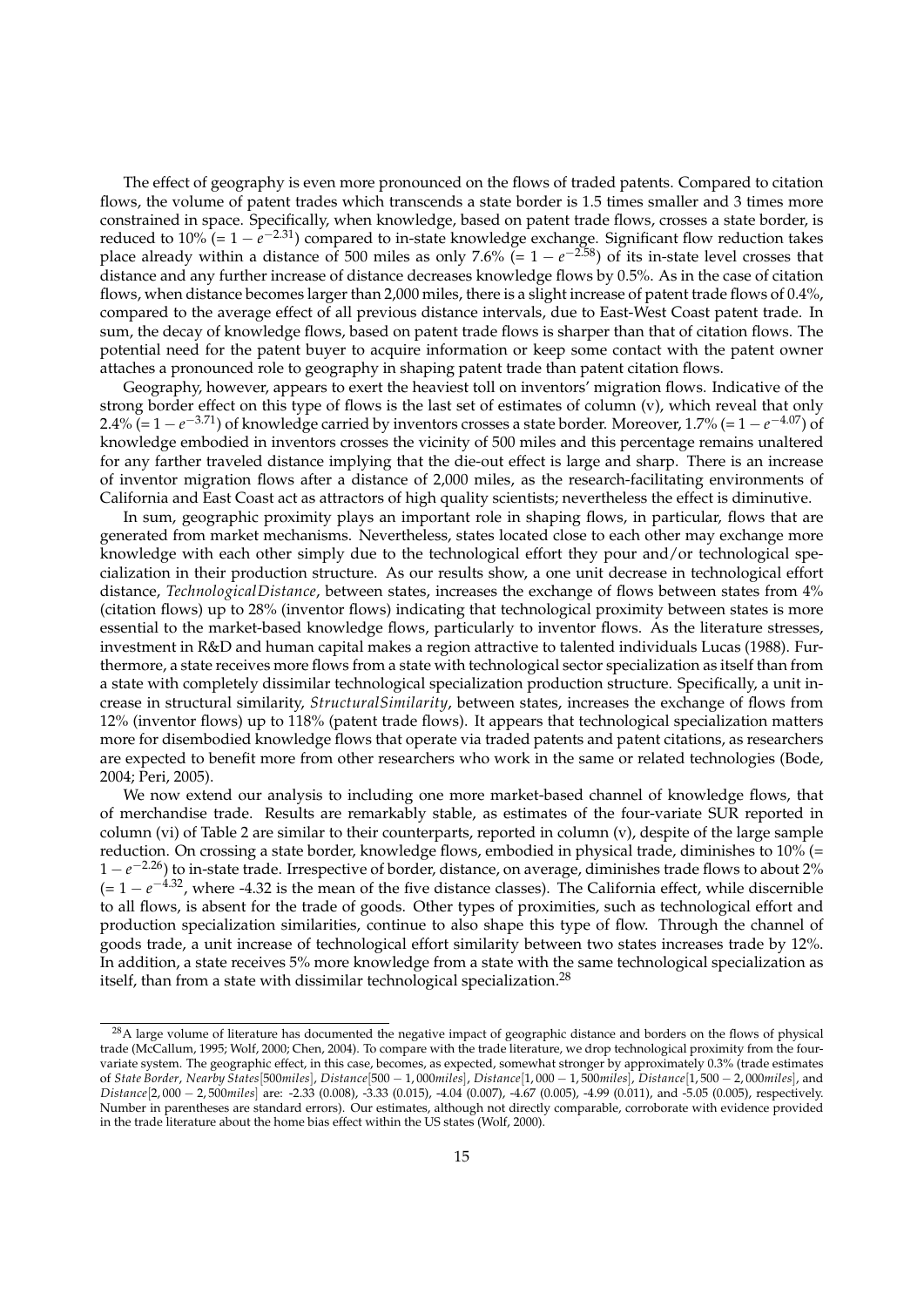The effect of geography is even more pronounced on the flows of traded patents. Compared to citation flows, the volume of patent trades which transcends a state border is 1.5 times smaller and 3 times more constrained in space. Specifically, when knowledge, based on patent trade flows, crosses a state border, is reduced to 10% (= $1 - e^{-2.31}$) compared to in-state knowledge exchange. Significant flow reduction takes place already within a distance of 500 miles as only 7.6% (= $1 - e^{-2.58}$) of its in-state level crosses that distance and any further increase of distance decreases knowledge flows by 0.5%. As in the case of citation flows, when distance becomes larger than 2,000 miles, there is a slight increase of patent trade flows of 0.4%, compared to the average effect of all previous distance intervals, due to East-West Coast patent trade. In sum, the decay of knowledge flows, based on patent trade flows is sharper than that of citation flows. The potential need for the patent buyer to acquire information or keep some contact with the patent owner attaches a pronounced role to geography in shaping patent trade than patent citation flows.

Geography, however, appears to exert the heaviest toll on inventors' migration flows. Indicative of the strong border effect on this type of flows is the last set of estimates of column (v), which reveal that only 2.4% (= $1 - e^{-3.71}$) of knowledge carried by inventors crosses a state border. Moreover, 1.7% (= $1 - e^{-4.07}$) of knowledge embodied in inventors crosses the vicinity of 500 miles and this percentage remains unaltered for any farther traveled distance implying that the die-out effect is large and sharp. There is an increase of inventor migration flows after a distance of 2,000 miles, as the research-facilitating environments of California and East Coast act as attractors of high quality scientists; nevertheless the effect is diminutive.

In sum, geographic proximity plays an important role in shaping flows, in particular, flows that are generated from market mechanisms. Nevertheless, states located close to each other may exchange more knowledge with each other simply due to the technological effort they pour and/or technological specialization in their production structure. As our results show, a one unit decrease in technological effort distance, *TechnologicalDistance*, between states, increases the exchange of flows between states from 4% (citation flows) up to 28% (inventor flows) indicating that technological proximity between states is more essential to the market-based knowledge flows, particularly to inventor flows. As the literature stresses, investment in R&D and human capital makes a region attractive to talented individuals Lucas (1988). Furthermore, a state receives more flows from a state with technological sector specialization as itself than from a state with completely dissimilar technological specialization production structure. Specifically, a unit increase in structural similarity, *StructuralSimilarity*, between states, increases the exchange of flows from 12% (inventor flows) up to 118% (patent trade flows). It appears that technological specialization matters more for disembodied knowledge flows that operate via traded patents and patent citations, as researchers are expected to benefit more from other researchers who work in the same or related technologies (Bode, 2004; Peri, 2005).

We now extend our analysis to including one more market-based channel of knowledge flows, that of merchandise trade. Results are remarkably stable, as estimates of the four-variate SUR reported in column (vi) of Table 2 are similar to their counterparts, reported in column (v), despite of the large sample reduction. On crossing a state border, knowledge flows, embodied in physical trade, diminishes to 10% (= $1 - e^{-2.26}$) to in-state trade. Irrespective of border, distance, on average, diminishes trade flows to about 2% (= $1 - e^{-4.32}$, where -4.32 is the mean of the five distance classes). The California effect, while discernible to all flows, is absent for the trade of goods. Other types of proximities, such as technological effort and production specialization similarities, continue to also shape this type of flow. Through the channel of goods trade, a unit increase of technological effort similarity between two states increases trade by 12%. In addition, a state receives 5% more knowledge from a state with the same technological specialization as itself, than from a state with dissimilar technological specialization.[28]

[28] A large volume of literature has documented the negative impact of geographic distance and borders on the flows of physical trade (McCallum, 1995; Wolf, 2000; Chen, 2004). To compare with the trade literature, we drop technological proximity from the four-variate system. The geographic effect, in this case, becomes, as expected, somewhat stronger by approximately 0.3% (trade estimates of *State Border*, *Nearby States*[500*miles*], *Distance*[500 − 1,000*miles*], *Distance*[1,000 − 1,500*miles*], *Distance*[1,500 − 2,000*miles*], and *Distance*[2,000 − 2,500*miles*] are: -2.33 (0.008), -3.33 (0.015), -4.04 (0.007), -4.67 (0.005), -4.99 (0.011), and -5.05 (0.005), respectively. Number in parentheses are standard errors). Our estimates, although not directly comparable, corroborate with evidence provided in the trade literature about the home bias effect within the US states (Wolf, 2000).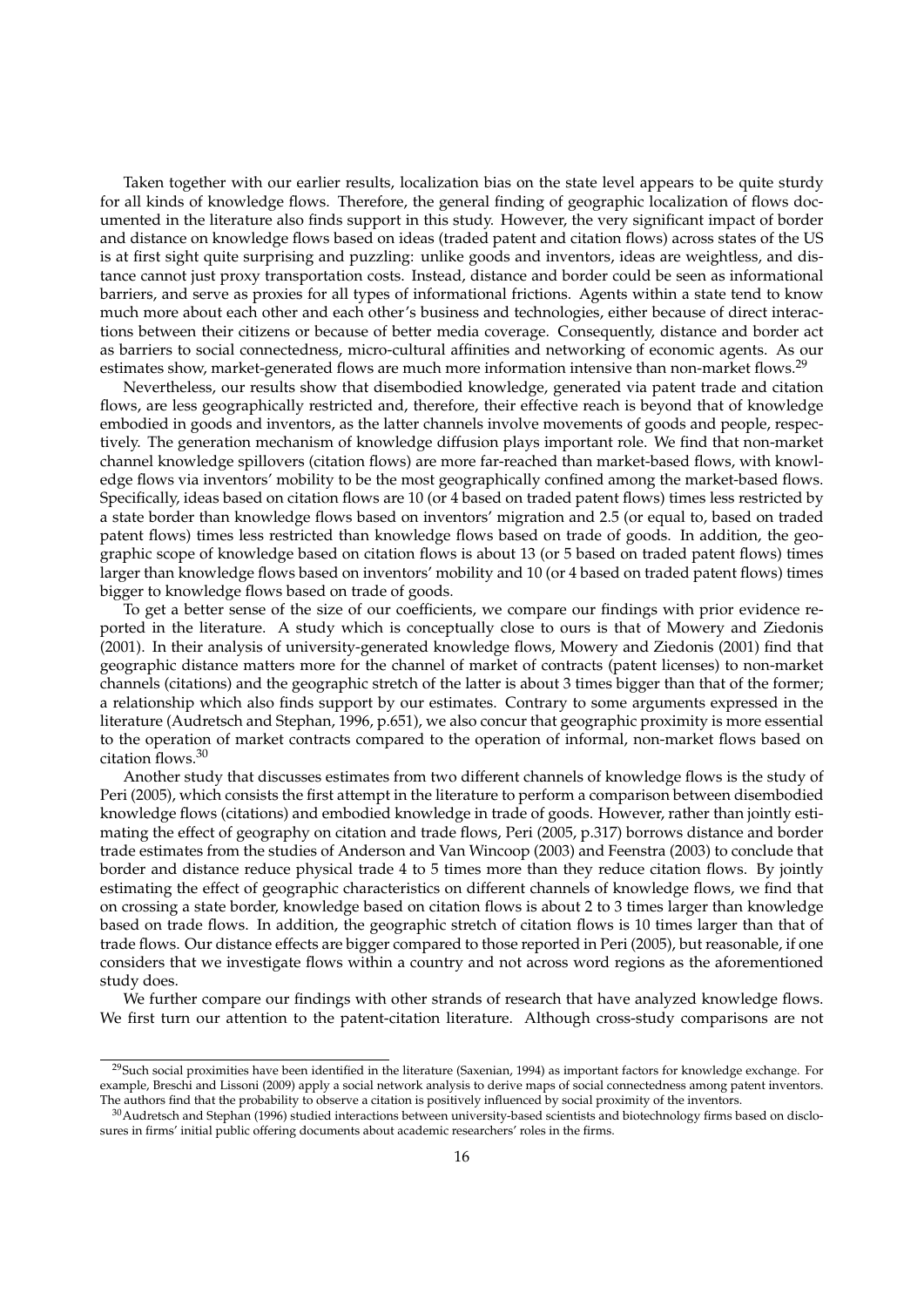Taken together with our earlier results, localization bias on the state level appears to be quite sturdy for all kinds of knowledge flows. Therefore, the general finding of geographic localization of flows documented in the literature also finds support in this study. However, the very significant impact of border and distance on knowledge flows based on ideas (traded patent and citation flows) across states of the US is at first sight quite surprising and puzzling: unlike goods and inventors, ideas are weightless, and distance cannot just proxy transportation costs. Instead, distance and border could be seen as informational barriers, and serve as proxies for all types of informational frictions. Agents within a state tend to know much more about each other and each other's business and technologies, either because of direct interactions between their citizens or because of better media coverage. Consequently, distance and border act as barriers to social connectedness, micro-cultural affinities and networking of economic agents. As our estimates show, market-generated flows are much more information intensive than non-market flows.[29]

Nevertheless, our results show that disembodied knowledge, generated via patent trade and citation flows, are less geographically restricted and, therefore, their effective reach is beyond that of knowledge embodied in goods and inventors, as the latter channels involve movements of goods and people, respectively. The generation mechanism of knowledge diffusion plays important role. We find that non-market channel knowledge spillovers (citation flows) are more far-reached than market-based flows, with knowledge flows via inventors' mobility to be the most geographically confined among the market-based flows. Specifically, ideas based on citation flows are 10 (or 4 based on traded patent flows) times less restricted by a state border than knowledge flows based on inventors' migration and 2.5 (or equal to, based on traded patent flows) times less restricted than knowledge flows based on trade of goods. In addition, the geographic scope of knowledge based on citation flows is about 13 (or 5 based on traded patent flows) times larger than knowledge flows based on inventors' mobility and 10 (or 4 based on traded patent flows) times bigger to knowledge flows based on trade of goods.

To get a better sense of the size of our coefficients, we compare our findings with prior evidence reported in the literature. A study which is conceptually close to ours is that of Mowery and Ziedonis (2001). In their analysis of university-generated knowledge flows, Mowery and Ziedonis (2001) find that geographic distance matters more for the channel of market of contracts (patent licenses) to non-market channels (citations) and the geographic stretch of the latter is about 3 times bigger than that of the former; a relationship which also finds support by our estimates. Contrary to some arguments expressed in the literature (Audretsch and Stephan, 1996, p.651), we also concur that geographic proximity is more essential to the operation of market contracts compared to the operation of informal, non-market flows based on citation flows.[30]

Another study that discusses estimates from two different channels of knowledge flows is the study of Peri (2005), which consists the first attempt in the literature to perform a comparison between disembodied knowledge flows (citations) and embodied knowledge in trade of goods. However, rather than jointly estimating the effect of geography on citation and trade flows, Peri (2005, p.317) borrows distance and border trade estimates from the studies of Anderson and Van Wincoop (2003) and Feenstra (2003) to conclude that border and distance reduce physical trade 4 to 5 times more than they reduce citation flows. By jointly estimating the effect of geographic characteristics on different channels of knowledge flows, we find that on crossing a state border, knowledge based on citation flows is about 2 to 3 times larger than knowledge based on trade flows. In addition, the geographic stretch of citation flows is 10 times larger than that of trade flows. Our distance effects are bigger compared to those reported in Peri (2005), but reasonable, if one considers that we investigate flows within a country and not across word regions as the aforementioned study does.

We further compare our findings with other strands of research that have analyzed knowledge flows. We first turn our attention to the patent-citation literature. Although cross-study comparisons are not

[29] Such social proximities have been identified in the literature (Saxenian, 1994) as important factors for knowledge exchange. For example, Breschi and Lissoni (2009) apply a social network analysis to derive maps of social connectedness among patent inventors. The authors find that the probability to observe a citation is positively influenced by social proximity of the inventors.

[30] Audretsch and Stephan (1996) studied interactions between university-based scientists and biotechnology firms based on disclosures in firms' initial public offering documents about academic researchers' roles in the firms.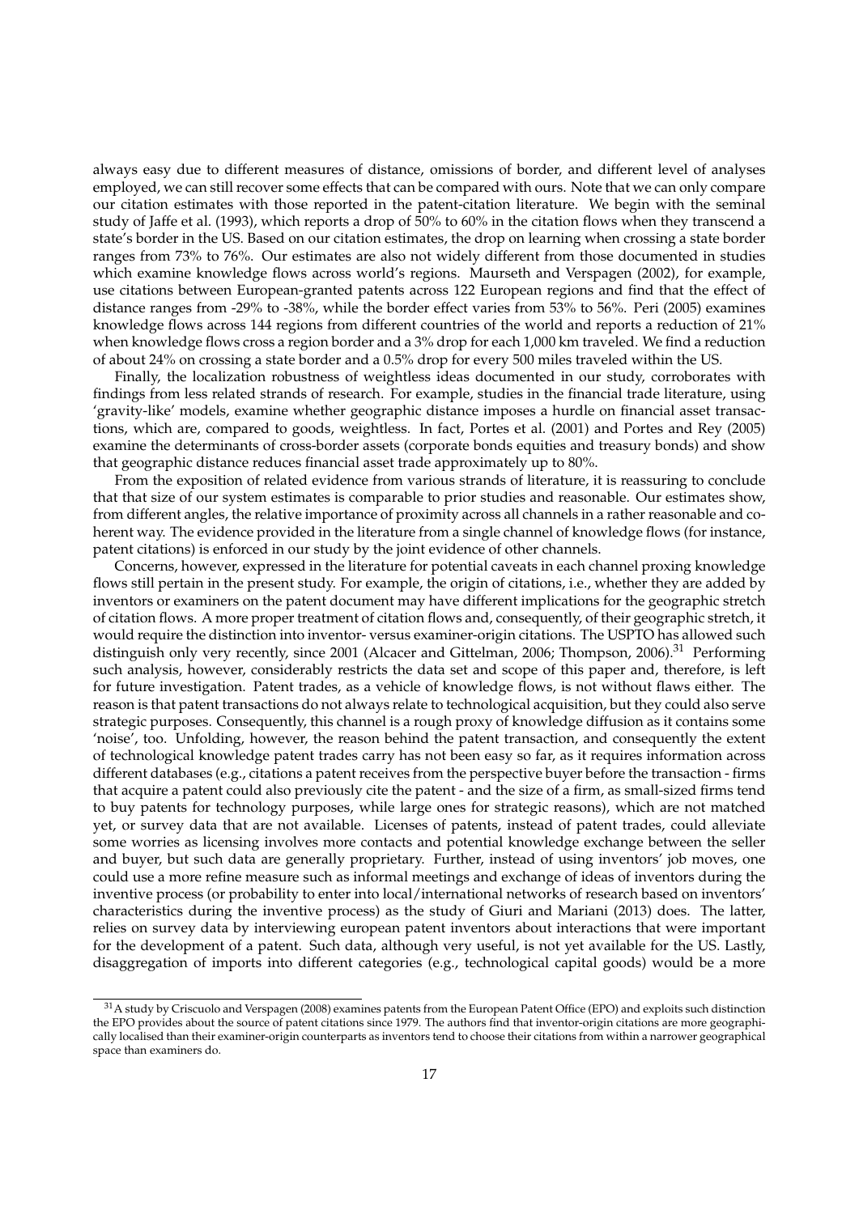always easy due to different measures of distance, omissions of border, and different level of analyses employed, we can still recover some effects that can be compared with ours. Note that we can only compare our citation estimates with those reported in the patent-citation literature. We begin with the seminal study of Jaffe et al. (1993), which reports a drop of 50% to 60% in the citation flows when they transcend a state's border in the US. Based on our citation estimates, the drop on learning when crossing a state border ranges from 73% to 76%. Our estimates are also not widely different from those documented in studies which examine knowledge flows across world's regions. Maurseth and Verspagen (2002), for example, use citations between European-granted patents across 122 European regions and find that the effect of distance ranges from -29% to -38%, while the border effect varies from 53% to 56%. Peri (2005) examines knowledge flows across 144 regions from different countries of the world and reports a reduction of 21% when knowledge flows cross a region border and a 3% drop for each 1,000 km traveled. We find a reduction of about 24% on crossing a state border and a 0.5% drop for every 500 miles traveled within the US.

Finally, the localization robustness of weightless ideas documented in our study, corroborates with findings from less related strands of research. For example, studies in the financial trade literature, using 'gravity-like' models, examine whether geographic distance imposes a hurdle on financial asset transactions, which are, compared to goods, weightless. In fact, Portes et al. (2001) and Portes and Rey (2005) examine the determinants of cross-border assets (corporate bonds equities and treasury bonds) and show that geographic distance reduces financial asset trade approximately up to 80%.

From the exposition of related evidence from various strands of literature, it is reassuring to conclude that that size of our system estimates is comparable to prior studies and reasonable. Our estimates show, from different angles, the relative importance of proximity across all channels in a rather reasonable and coherent way. The evidence provided in the literature from a single channel of knowledge flows (for instance, patent citations) is enforced in our study by the joint evidence of other channels.

Concerns, however, expressed in the literature for potential caveats in each channel proxing knowledge flows still pertain in the present study. For example, the origin of citations, i.e., whether they are added by inventors or examiners on the patent document may have different implications for the geographic stretch of citation flows. A more proper treatment of citation flows and, consequently, of their geographic stretch, it would require the distinction into inventor- versus examiner-origin citations. The USPTO has allowed such distinguish only very recently, since 2001 (Alcacer and Gittelman, 2006; Thompson, 2006).[31] Performing such analysis, however, considerably restricts the data set and scope of this paper and, therefore, is left for future investigation. Patent trades, as a vehicle of knowledge flows, is not without flaws either. The reason is that patent transactions do not always relate to technological acquisition, but they could also serve strategic purposes. Consequently, this channel is a rough proxy of knowledge diffusion as it contains some 'noise', too. Unfolding, however, the reason behind the patent transaction, and consequently the extent of technological knowledge patent trades carry has not been easy so far, as it requires information across different databases (e.g., citations a patent receives from the perspective buyer before the transaction - firms that acquire a patent could also previously cite the patent - and the size of a firm, as small-sized firms tend to buy patents for technology purposes, while large ones for strategic reasons), which are not matched yet, or survey data that are not available. Licenses of patents, instead of patent trades, could alleviate some worries as licensing involves more contacts and potential knowledge exchange between the seller and buyer, but such data are generally proprietary. Further, instead of using inventors' job moves, one could use a more refine measure such as informal meetings and exchange of ideas of inventors during the inventive process (or probability to enter into local/international networks of research based on inventors' characteristics during the inventive process) as the study of Giuri and Mariani (2013) does. The latter, relies on survey data by interviewing european patent inventors about interactions that were important for the development of a patent. Such data, although very useful, is not yet available for the US. Lastly, disaggregation of imports into different categories (e.g., technological capital goods) would be a more

[31] A study by Criscuolo and Verspagen (2008) examines patents from the European Patent Office (EPO) and exploits such distinction the EPO provides about the source of patent citations since 1979. The authors find that inventor-origin citations are more geographically localised than their examiner-origin counterparts as inventors tend to choose their citations from within a narrower geographical space than examiners do.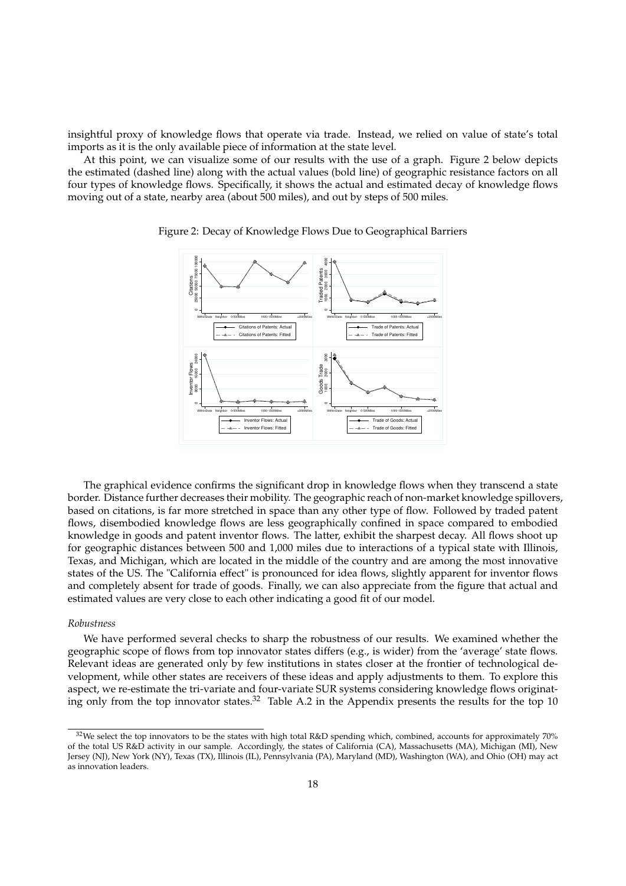insightful proxy of knowledge flows that operate via trade. Instead, we relied on value of state's total imports as it is the only available piece of information at the state level.

At this point, we can visualize some of our results with the use of a graph. Figure 2 below depicts the estimated (dashed line) along with the actual values (bold line) of geographic resistance factors on all four types of knowledge flows. Specifically, it shows the actual and estimated decay of knowledge flows moving out of a state, nearby area (about 500 miles), and out by steps of 500 miles.

Figure 2: Decay of Knowledge Flows Due to Geographical Barriers

The graphical evidence confirms the significant drop in knowledge flows when they transcend a state border. Distance further decreases their mobility. The geographic reach of non-market knowledge spillovers, based on citations, is far more stretched in space than any other type of flow. Followed by traded patent flows, disembodied knowledge flows are less geographically confined in space compared to embodied knowledge in goods and patent inventor flows. The latter, exhibit the sharpest decay. All flows shoot up for geographic distances between 500 and 1,000 miles due to interactions of a typical state with Illinois, Texas, and Michigan, which are located in the middle of the country and are among the most innovative states of the US. The "California effect" is pronounced for idea flows, slightly apparent for inventor flows and completely absent for trade of goods. Finally, we can also appreciate from the figure that actual and estimated values are very close to each other indicating a good fit of our model.

*Robustness*

We have performed several checks to sharp the robustness of our results. We examined whether the geographic scope of flows from top innovator states differs (e.g., is wider) from the 'average' state flows. Relevant ideas are generated only by few institutions in states closer at the frontier of technological development, while other states are receivers of these ideas and apply adjustments to them. To explore this aspect, we re-estimate the tri-variate and four-variate SUR systems considering knowledge flows originating only from the top innovator states.[32] Table A.2 in the Appendix presents the results for the top 10

[32] We select the top innovators to be the states with high total R&D spending which, combined, accounts for approximately 70% of the total US R&D activity in our sample. Accordingly, the states of California (CA), Massachusetts (MA), Michigan (MI), New Jersey (NJ), New York (NY), Texas (TX), Illinois (IL), Pennsylvania (PA), Maryland (MD), Washington (WA), and Ohio (OH) may act as innovation leaders.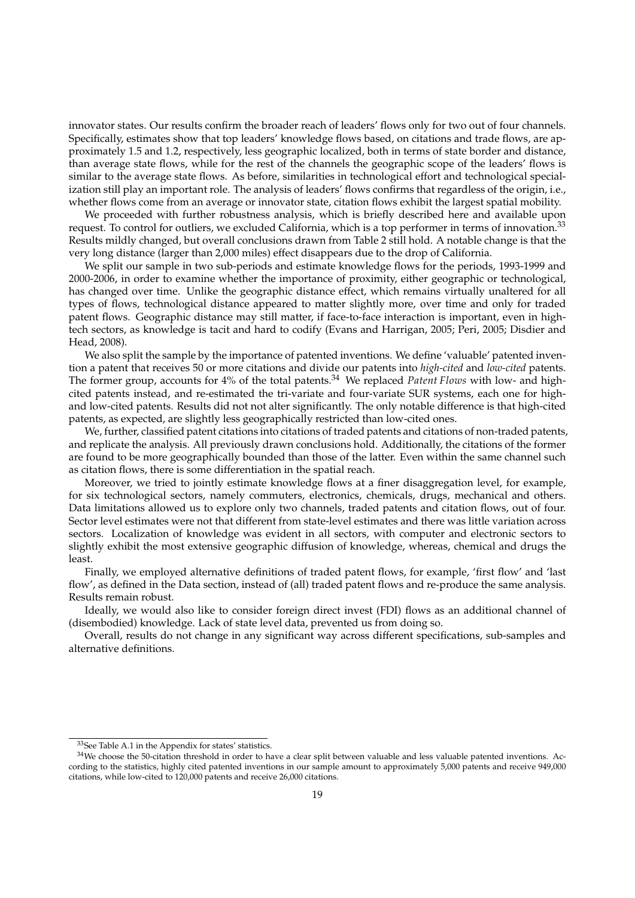innovator states. Our results confirm the broader reach of leaders' flows only for two out of four channels. Specifically, estimates show that top leaders' knowledge flows based, on citations and trade flows, are approximately 1.5 and 1.2, respectively, less geographic localized, both in terms of state border and distance, than average state flows, while for the rest of the channels the geographic scope of the leaders' flows is similar to the average state flows. As before, similarities in technological effort and technological specialization still play an important role. The analysis of leaders' flows confirms that regardless of the origin, i.e., whether flows come from an average or innovator state, citation flows exhibit the largest spatial mobility.

We proceeded with further robustness analysis, which is briefly described here and available upon request. To control for outliers, we excluded California, which is a top performer in terms of innovation.[33] Results mildly changed, but overall conclusions drawn from Table 2 still hold. A notable change is that the very long distance (larger than 2,000 miles) effect disappears due to the drop of California.

We split our sample in two sub-periods and estimate knowledge flows for the periods, 1993-1999 and 2000-2006, in order to examine whether the importance of proximity, either geographic or technological, has changed over time. Unlike the geographic distance effect, which remains virtually unaltered for all types of flows, technological distance appeared to matter slightly more, over time and only for traded patent flows. Geographic distance may still matter, if face-to-face interaction is important, even in high-tech sectors, as knowledge is tacit and hard to codify (Evans and Harrigan, 2005; Peri, 2005; Disdier and Head, 2008).

We also split the sample by the importance of patented inventions. We define 'valuable' patented invention a patent that receives 50 or more citations and divide our patents into *high-cited* and *low-cited* patents. The former group, accounts for 4% of the total patents.[34] We replaced *Patent Flows* with low- and high-cited patents instead, and re-estimated the tri-variate and four-variate SUR systems, each one for high- and low-cited patents. Results did not not alter significantly. The only notable difference is that high-cited patents, as expected, are slightly less geographically restricted than low-cited ones.

We, further, classified patent citations into citations of traded patents and citations of non-traded patents, and replicate the analysis. All previously drawn conclusions hold. Additionally, the citations of the former are found to be more geographically bounded than those of the latter. Even within the same channel such as citation flows, there is some differentiation in the spatial reach.

Moreover, we tried to jointly estimate knowledge flows at a finer disaggregation level, for example, for six technological sectors, namely commuters, electronics, chemicals, drugs, mechanical and others. Data limitations allowed us to explore only two channels, traded patents and citation flows, out of four. Sector level estimates were not that different from state-level estimates and there was little variation across sectors. Localization of knowledge was evident in all sectors, with computer and electronic sectors to slightly exhibit the most extensive geographic diffusion of knowledge, whereas, chemical and drugs the least.

Finally, we employed alternative definitions of traded patent flows, for example, 'first flow' and 'last flow', as defined in the Data section, instead of (all) traded patent flows and re-produce the same analysis. Results remain robust.

Ideally, we would also like to consider foreign direct invest (FDI) flows as an additional channel of (disembodied) knowledge. Lack of state level data, prevented us from doing so.

Overall, results do not change in any significant way across different specifications, sub-samples and alternative definitions.

---

[33] See Table A.1 in the Appendix for states' statistics.

[34] We choose the 50-citation threshold in order to have a clear split between valuable and less valuable patented inventions. According to the statistics, highly cited patented inventions in our sample amount to approximately 5,000 patents and receive 949,000 citations, while low-cited to 120,000 patents and receive 26,000 citations.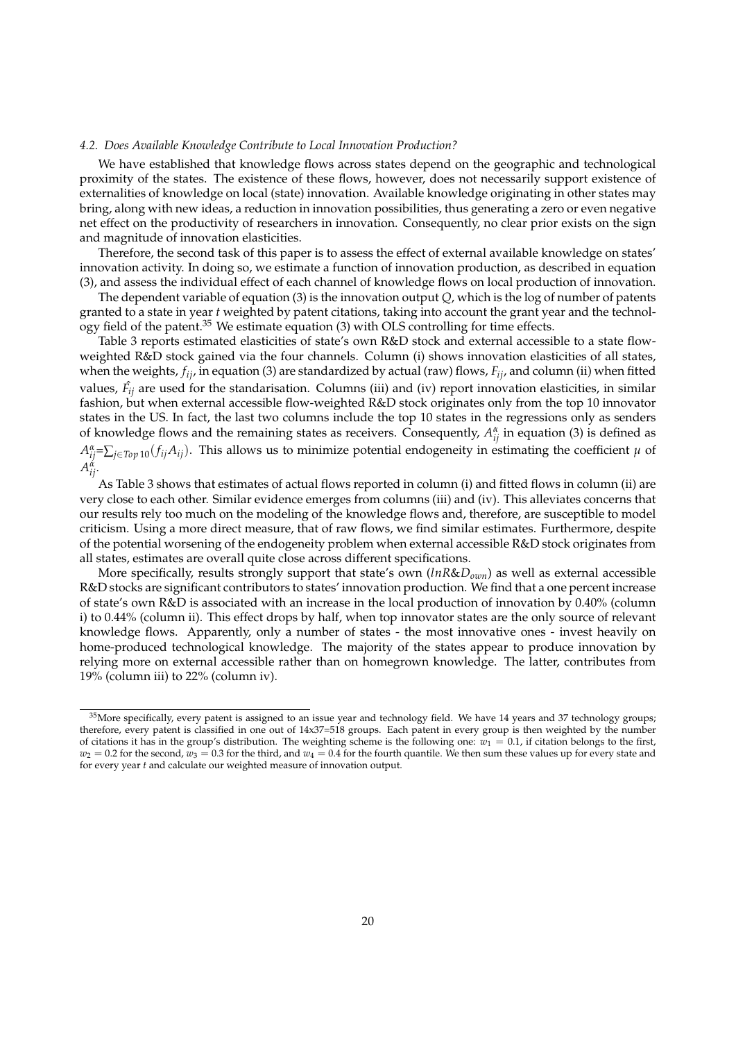### 4.2. Does Available Knowledge Contribute to Local Innovation Production?

We have established that knowledge flows across states depend on the geographic and technological proximity of the states. The existence of these flows, however, does not necessarily support existence of externalities of knowledge on local (state) innovation. Available knowledge originating in other states may bring, along with new ideas, a reduction in innovation possibilities, thus generating a zero or even negative net effect on the productivity of researchers in innovation. Consequently, no clear prior exists on the sign and magnitude of innovation elasticities.

Therefore, the second task of this paper is to assess the effect of external available knowledge on states' innovation activity. In doing so, we estimate a function of innovation production, as described in equation (3), and assess the individual effect of each channel of knowledge flows on local production of innovation.

The dependent variable of equation (3) is the innovation output $Q$, which is the log of number of patents granted to a state in year $t$ weighted by patent citations, taking into account the grant year and the technology field of the patent.[35] We estimate equation (3) with OLS controlling for time effects.

Table 3 reports estimated elasticities of state's own R&D stock and external accessible to a state flow-weighted R&D stock gained via the four channels. Column (i) shows innovation elasticities of all states, when the weights, $f_{ij}$, in equation (3) are standardized by actual (raw) flows, $F_{ij}$, and column (ii) when fitted values, $\hat{F_{ij}}$ are used for the standarisation. Columns (iii) and (iv) report innovation elasticities, in similar fashion, but when external accessible flow-weighted R&D stock originates only from the top 10 innovator states in the US. In fact, the last two columns include the top 10 states in the regressions only as senders of knowledge flows and the remaining states as receivers. Consequently, $A^{\alpha}_{ij}$ in equation (3) is defined as $A^{\alpha}_{ij}$=$\sum_{j \in Top\,10}(f_{ij}A_{ij})$. This allows us to minimize potential endogeneity in estimating the coefficient $\mu$ of $A^{\alpha}_{ij}$.

As Table 3 shows that estimates of actual flows reported in column (i) and fitted flows in column (ii) are very close to each other. Similar evidence emerges from columns (iii) and (iv). This alleviates concerns that our results rely too much on the modeling of the knowledge flows and, therefore, are susceptible to model criticism. Using a more direct measure, that of raw flows, we find similar estimates. Furthermore, despite of the potential worsening of the endogeneity problem when external accessible R&D stock originates from all states, estimates are overall quite close across different specifications.

More specifically, results strongly support that state's own ($lnR\&D_{own}$) as well as external accessible R&D stocks are significant contributors to states' innovation production. We find that a one percent increase of state's own R&D is associated with an increase in the local production of innovation by 0.40% (column i) to 0.44% (column ii). This effect drops by half, when top innovator states are the only source of relevant knowledge flows. Apparently, only a number of states - the most innovative ones - invest heavily on home-produced technological knowledge. The majority of the states appear to produce innovation by relying more on external accessible rather than on homegrown knowledge. The latter, contributes from 19% (column iii) to 22% (column iv).

---

[35] More specifically, every patent is assigned to an issue year and technology field. We have 14 years and 37 technology groups; therefore, every patent is classified in one out of 14x37=518 groups. Each patent in every group is then weighted by the number of citations it has in the group's distribution. The weighting scheme is the following one: $w_1 = 0.1$, if citation belongs to the first, $w_2 = 0.2$ for the second, $w_3 = 0.3$ for the third, and $w_4 = 0.4$ for the fourth quantile. We then sum these values up for every state and for every year $t$ and calculate our weighted measure of innovation output.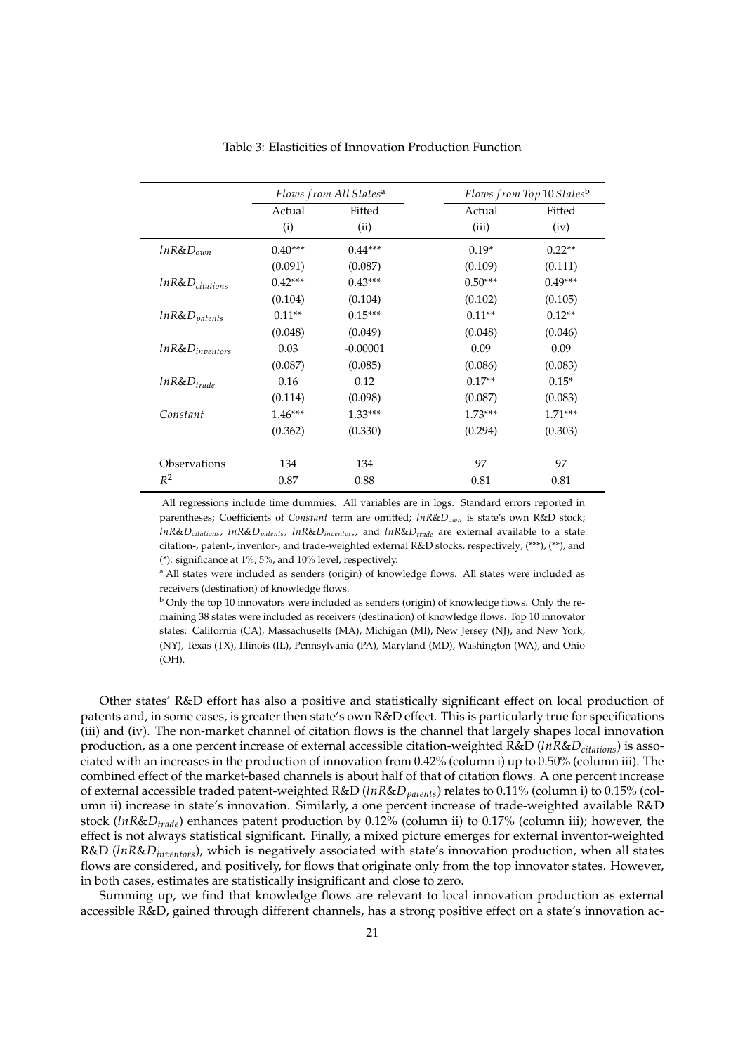Table 3: Elasticities of Innovation Production Function

| | *Flows from All States*[a] | | *Flows from Top* 10 *States*[b] | |
|---|---|---|---|---|
| | Actual | Fitted | Actual | Fitted |
| | (i) | (ii) | (iii) | (iv) |
| $lnR\&D_{own}$ | 0.40*** | 0.44*** | 0.19* | 0.22** |
| | (0.091) | (0.087) | (0.109) | (0.111) |
| $lnR\&D_{citations}$ | 0.42*** | 0.43*** | 0.50*** | 0.49*** |
| | (0.104) | (0.104) | (0.102) | (0.105) |
| $lnR\&D_{patents}$ | 0.11** | 0.15*** | 0.11** | 0.12** |
| | (0.048) | (0.049) | (0.048) | (0.046) |
| $lnR\&D_{inventors}$ | 0.03 | -0.00001 | 0.09 | 0.09 |
| | (0.087) | (0.085) | (0.086) | (0.083) |
| $lnR\&D_{trade}$ | 0.16 | 0.12 | 0.17** | 0.15* |
| | (0.114) | (0.098) | (0.087) | (0.083) |
| *Constant* | 1.46*** | 1.33*** | 1.73*** | 1.71*** |
| | (0.362) | (0.330) | (0.294) | (0.303) |
| Observations | 134 | 134 | 97 | 97 |
| $R^2$ | 0.87 | 0.88 | 0.81 | 0.81 |

All regressions include time dummies. All variables are in logs. Standard errors reported in parentheses; Coefficients of *Constant* term are omitted; $lnR\&D_{own}$ is state's own R&D stock; $lnR\&D_{citations}$, $lnR\&D_{patents}$, $lnR\&D_{inventors}$, and $lnR\&D_{trade}$ are external available to a state citation-, patent-, inventor-, and trade-weighted external R&D stocks, respectively; (***), (**), and (*): significance at 1%, 5%, and 10% level, respectively.

[a] All states were included as senders (origin) of knowledge flows. All states were included as receivers (destination) of knowledge flows.

[b] Only the top 10 innovators were included as senders (origin) of knowledge flows. Only the remaining 38 states were included as receivers (destination) of knowledge flows. Top 10 innovator states: California (CA), Massachusetts (MA), Michigan (MI), New Jersey (NJ), and New York, (NY), Texas (TX), Illinois (IL), Pennsylvania (PA), Maryland (MD), Washington (WA), and Ohio (OH).

Other states' R&D effort has also a positive and statistically significant effect on local production of patents and, in some cases, is greater then state's own R&D effect. This is particularly true for specifications (iii) and (iv). The non-market channel of citation flows is the channel that largely shapes local innovation production, as a one percent increase of external accessible citation-weighted R&D ($lnR\&D_{citations}$) is associated with an increases in the production of innovation from 0.42% (column i) up to 0.50% (column iii). The combined effect of the market-based channels is about half of that of citation flows. A one percent increase of external accessible traded patent-weighted R&D ($lnR\&D_{patents}$) relates to 0.11% (column i) to 0.15% (column ii) increase in state's innovation. Similarly, a one percent increase of trade-weighted available R&D stock ($lnR\&D_{trade}$) enhances patent production by 0.12% (column ii) to 0.17% (column iii); however, the effect is not always statistical significant. Finally, a mixed picture emerges for external inventor-weighted R&D ($lnR\&D_{inventors}$), which is negatively associated with state's innovation production, when all states flows are considered, and positively, for flows that originate only from the top innovator states. However, in both cases, estimates are statistically insignificant and close to zero.

Summing up, we find that knowledge flows are relevant to local innovation production as external accessible R&D, gained through different channels, has a strong positive effect on a state's innovation ac-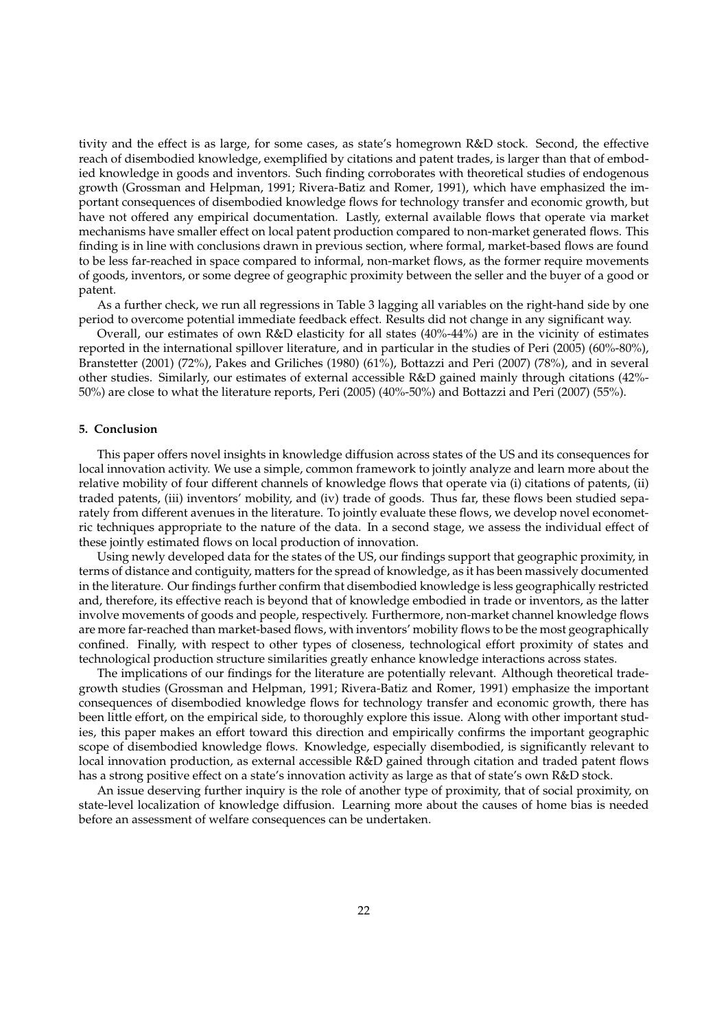tivity and the effect is as large, for some cases, as state's homegrown R&D stock. Second, the effective reach of disembodied knowledge, exemplified by citations and patent trades, is larger than that of embodied knowledge in goods and inventors. Such finding corroborates with theoretical studies of endogenous growth (Grossman and Helpman, 1991; Rivera-Batiz and Romer, 1991), which have emphasized the important consequences of disembodied knowledge flows for technology transfer and economic growth, but have not offered any empirical documentation. Lastly, external available flows that operate via market mechanisms have smaller effect on local patent production compared to non-market generated flows. This finding is in line with conclusions drawn in previous section, where formal, market-based flows are found to be less far-reached in space compared to informal, non-market flows, as the former require movements of goods, inventors, or some degree of geographic proximity between the seller and the buyer of a good or patent.

As a further check, we run all regressions in Table 3 lagging all variables on the right-hand side by one period to overcome potential immediate feedback effect. Results did not change in any significant way.

Overall, our estimates of own R&D elasticity for all states (40%-44%) are in the vicinity of estimates reported in the international spillover literature, and in particular in the studies of Peri (2005) (60%-80%), Branstetter (2001) (72%), Pakes and Griliches (1980) (61%), Bottazzi and Peri (2007) (78%), and in several other studies. Similarly, our estimates of external accessible R&D gained mainly through citations (42%-50%) are close to what the literature reports, Peri (2005) (40%-50%) and Bottazzi and Peri (2007) (55%).

## 5. Conclusion

This paper offers novel insights in knowledge diffusion across states of the US and its consequences for local innovation activity. We use a simple, common framework to jointly analyze and learn more about the relative mobility of four different channels of knowledge flows that operate via (i) citations of patents, (ii) traded patents, (iii) inventors' mobility, and (iv) trade of goods. Thus far, these flows been studied separately from different avenues in the literature. To jointly evaluate these flows, we develop novel econometric techniques appropriate to the nature of the data. In a second stage, we assess the individual effect of these jointly estimated flows on local production of innovation.

Using newly developed data for the states of the US, our findings support that geographic proximity, in terms of distance and contiguity, matters for the spread of knowledge, as it has been massively documented in the literature. Our findings further confirm that disembodied knowledge is less geographically restricted and, therefore, its effective reach is beyond that of knowledge embodied in trade or inventors, as the latter involve movements of goods and people, respectively. Furthermore, non-market channel knowledge flows are more far-reached than market-based flows, with inventors' mobility flows to be the most geographically confined. Finally, with respect to other types of closeness, technological effort proximity of states and technological production structure similarities greatly enhance knowledge interactions across states.

The implications of our findings for the literature are potentially relevant. Although theoretical trade-growth studies (Grossman and Helpman, 1991; Rivera-Batiz and Romer, 1991) emphasize the important consequences of disembodied knowledge flows for technology transfer and economic growth, there has been little effort, on the empirical side, to thoroughly explore this issue. Along with other important studies, this paper makes an effort toward this direction and empirically confirms the important geographic scope of disembodied knowledge flows. Knowledge, especially disembodied, is significantly relevant to local innovation production, as external accessible R&D gained through citation and traded patent flows has a strong positive effect on a state's innovation activity as large as that of state's own R&D stock.

An issue deserving further inquiry is the role of another type of proximity, that of social proximity, on state-level localization of knowledge diffusion. Learning more about the causes of home bias is needed before an assessment of welfare consequences can be undertaken.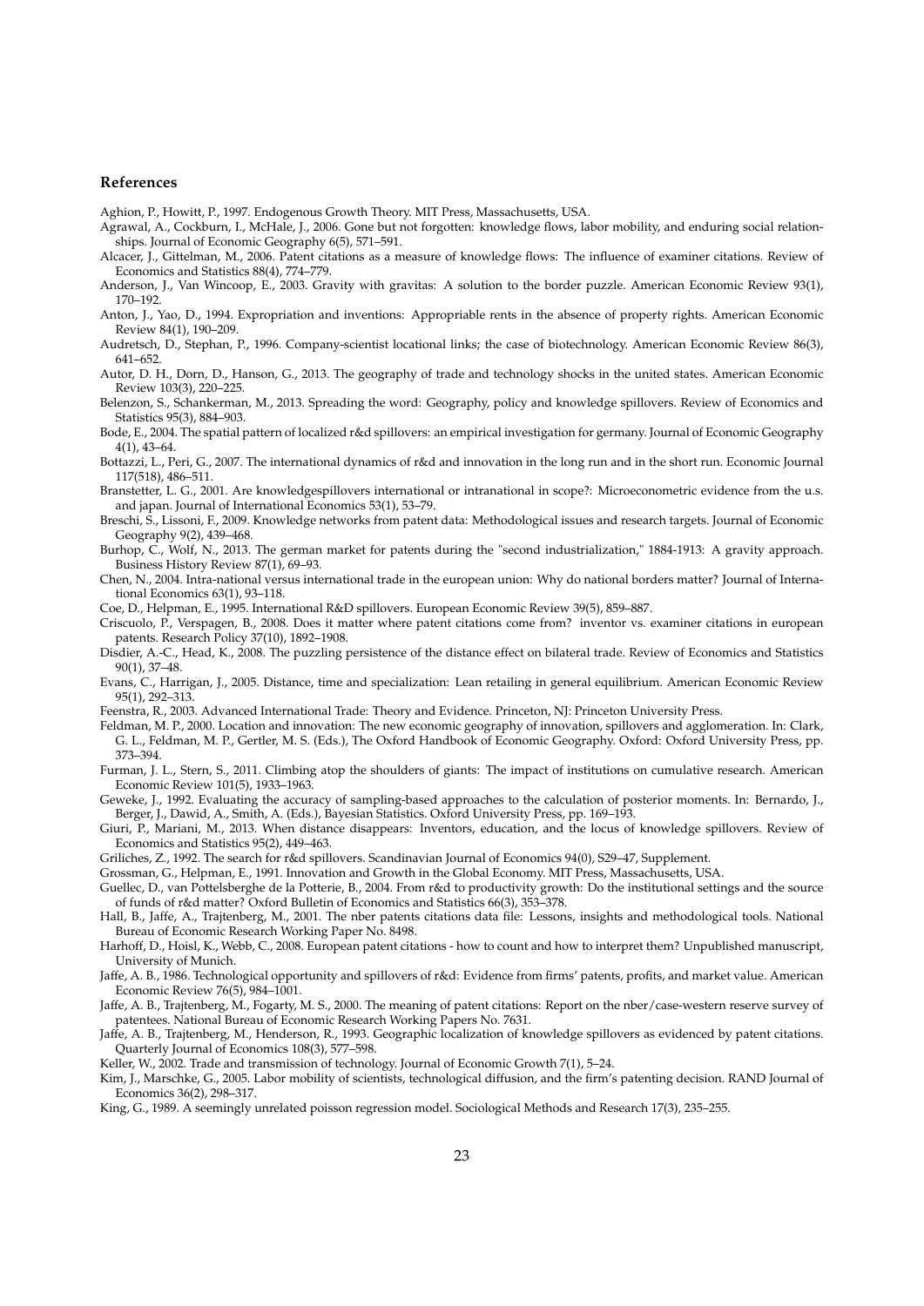## References

Aghion, P., Howitt, P., 1997. Endogenous Growth Theory. MIT Press, Massachusetts, USA.

Agrawal, A., Cockburn, I., McHale, J., 2006. Gone but not forgotten: knowledge flows, labor mobility, and enduring social relationships. Journal of Economic Geography 6(5), 571–591.

Alcacer, J., Gittelman, M., 2006. Patent citations as a measure of knowledge flows: The influence of examiner citations. Review of Economics and Statistics 88(4), 774–779.

Anderson, J., Van Wincoop, E., 2003. Gravity with gravitas: A solution to the border puzzle. American Economic Review 93(1), 170–192.

Anton, J., Yao, D., 1994. Expropriation and inventions: Appropriable rents in the absence of property rights. American Economic Review 84(1), 190–209.

Audretsch, D., Stephan, P., 1996. Company-scientist locational links; the case of biotechnology. American Economic Review 86(3), 641–652.

Autor, D. H., Dorn, D., Hanson, G., 2013. The geography of trade and technology shocks in the united states. American Economic Review 103(3), 220–225.

Belenzon, S., Schankerman, M., 2013. Spreading the word: Geography, policy and knowledge spillovers. Review of Economics and Statistics 95(3), 884–903.

Bode, E., 2004. The spatial pattern of localized r&d spillovers: an empirical investigation for germany. Journal of Economic Geography 4(1), 43–64.

Bottazzi, L., Peri, G., 2007. The international dynamics of r&d and innovation in the long run and in the short run. Economic Journal 117(518), 486–511.

Branstetter, L. G., 2001. Are knowledgespillovers international or intranational in scope?: Microeconometric evidence from the u.s. and japan. Journal of International Economics 53(1), 53–79.

Breschi, S., Lissoni, F., 2009. Knowledge networks from patent data: Methodological issues and research targets. Journal of Economic Geography 9(2), 439–468.

Burhop, C., Wolf, N., 2013. The german market for patents during the "second industrialization," 1884-1913: A gravity approach. Business History Review 87(1), 69–93.

Chen, N., 2004. Intra-national versus international trade in the european union: Why do national borders matter? Journal of International Economics 63(1), 93–118.

Coe, D., Helpman, E., 1995. International R&D spillovers. European Economic Review 39(5), 859–887.

Criscuolo, P., Verspagen, B., 2008. Does it matter where patent citations come from? inventor vs. examiner citations in european patents. Research Policy 37(10), 1892–1908.

Disdier, A.-C., Head, K., 2008. The puzzling persistence of the distance effect on bilateral trade. Review of Economics and Statistics 90(1), 37–48.

Evans, C., Harrigan, J., 2005. Distance, time and specialization: Lean retailing in general equilibrium. American Economic Review 95(1), 292–313.

Feenstra, R., 2003. Advanced International Trade: Theory and Evidence. Princeton, NJ: Princeton University Press.

Feldman, M. P., 2000. Location and innovation: The new economic geography of innovation, spillovers and agglomeration. In: Clark, G. L., Feldman, M. P., Gertler, M. S. (Eds.), The Oxford Handbook of Economic Geography. Oxford: Oxford University Press, pp. 373–394.

Furman, J. L., Stern, S., 2011. Climbing atop the shoulders of giants: The impact of institutions on cumulative research. American Economic Review 101(5), 1933–1963.

Geweke, J., 1992. Evaluating the accuracy of sampling-based approaches to the calculation of posterior moments. In: Bernardo, J., Berger, J., Dawid, A., Smith, A. (Eds.), Bayesian Statistics. Oxford University Press, pp. 169–193.

Giuri, P., Mariani, M., 2013. When distance disappears: Inventors, education, and the locus of knowledge spillovers. Review of Economics and Statistics 95(2), 449–463.

Griliches, Z., 1992. The search for r&d spillovers. Scandinavian Journal of Economics 94(0), S29–47, Supplement.

Grossman, G., Helpman, E., 1991. Innovation and Growth in the Global Economy. MIT Press, Massachusetts, USA.

Guellec, D., van Pottelsberghe de la Potterie, B., 2004. From r&d to productivity growth: Do the institutional settings and the source of funds of r&d matter? Oxford Bulletin of Economics and Statistics 66(3), 353–378.

Hall, B., Jaffe, A., Trajtenberg, M., 2001. The nber patents citations data file: Lessons, insights and methodological tools. National Bureau of Economic Research Working Paper No. 8498.

Harhoff, D., Hoisl, K., Webb, C., 2008. European patent citations - how to count and how to interpret them? Unpublished manuscript, University of Munich.

Jaffe, A. B., 1986. Technological opportunity and spillovers of r&d: Evidence from firms' patents, profits, and market value. American Economic Review 76(5), 984–1001.

Jaffe, A. B., Trajtenberg, M., Fogarty, M. S., 2000. The meaning of patent citations: Report on the nber/case-western reserve survey of patentees. National Bureau of Economic Research Working Papers No. 7631.

Jaffe, A. B., Trajtenberg, M., Henderson, R., 1993. Geographic localization of knowledge spillovers as evidenced by patent citations. Quarterly Journal of Economics 108(3), 577–598.

Keller, W., 2002. Trade and transmission of technology. Journal of Economic Growth 7(1), 5–24.

Kim, J., Marschke, G., 2005. Labor mobility of scientists, technological diffusion, and the firm's patenting decision. RAND Journal of Economics 36(2), 298–317.

King, G., 1989. A seemingly unrelated poisson regression model. Sociological Methods and Research 17(3), 235–255.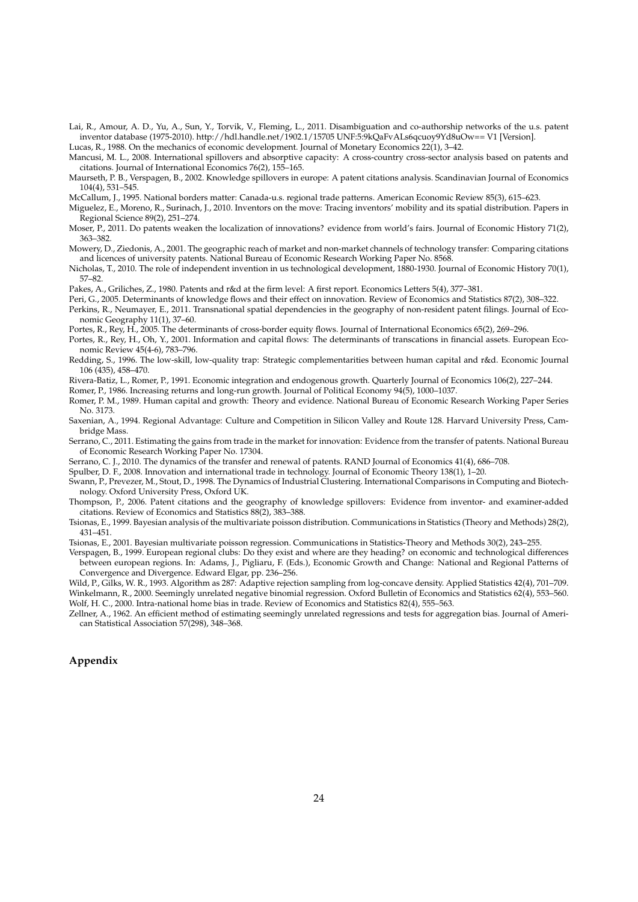Lai, R., Amour, A. D., Yu, A., Sun, Y., Torvik, V., Fleming, L., 2011. Disambiguation and co-authorship networks of the u.s. patent inventor database (1975-2010). http://hdl.handle.net/1902.1/15705 UNF:5:9kQaFvALs6qcuoy9Yd8uOw== V1 [Version].

Lucas, R., 1988. On the mechanics of economic development. Journal of Monetary Economics 22(1), 3–42.

Mancusi, M. L., 2008. International spillovers and absorptive capacity: A cross-country cross-sector analysis based on patents and citations. Journal of International Economics 76(2), 155–165.

Maurseth, P. B., Verspagen, B., 2002. Knowledge spillovers in europe: A patent citations analysis. Scandinavian Journal of Economics 104(4), 531–545.

McCallum, J., 1995. National borders matter: Canada-u.s. regional trade patterns. American Economic Review 85(3), 615–623.

Miguelez, E., Moreno, R., Surinach, J., 2010. Inventors on the move: Tracing inventors' mobility and its spatial distribution. Papers in Regional Science 89(2), 251–274.

Moser, P., 2011. Do patents weaken the localization of innovations? evidence from world's fairs. Journal of Economic History 71(2), 363–382.

Mowery, D., Ziedonis, A., 2001. The geographic reach of market and non-market channels of technology transfer: Comparing citations and licences of university patents. National Bureau of Economic Research Working Paper No. 8568.

Nicholas, T., 2010. The role of independent invention in us technological development, 1880-1930. Journal of Economic History 70(1), 57–82.

Pakes, A., Griliches, Z., 1980. Patents and r&d at the firm level: A first report. Economics Letters 5(4), 377–381.

Peri, G., 2005. Determinants of knowledge flows and their effect on innovation. Review of Economics and Statistics 87(2), 308–322.

Perkins, R., Neumayer, E., 2011. Transnational spatial dependencies in the geography of non-resident patent filings. Journal of Economic Geography 11(1), 37–60.

Portes, R., Rey, H., 2005. The determinants of cross-border equity flows. Journal of International Economics 65(2), 269–296.

Portes, R., Rey, H., Oh, Y., 2001. Information and capital flows: The determinants of transcations in financial assets. European Economic Review 45(4-6), 783–796.

Redding, S., 1996. The low-skill, low-quality trap: Strategic complementarities between human capital and r&d. Economic Journal 106 (435), 458–470.

Rivera-Batiz, L., Romer, P., 1991. Economic integration and endogenous growth. Quarterly Journal of Economics 106(2), 227–244.

Romer, P., 1986. Increasing returns and long-run growth. Journal of Political Economy 94(5), 1000–1037.

Romer, P. M., 1989. Human capital and growth: Theory and evidence. National Bureau of Economic Research Working Paper Series No. 3173.

Saxenian, A., 1994. Regional Advantage: Culture and Competition in Silicon Valley and Route 128. Harvard University Press, Cambridge Mass.

Serrano, C., 2011. Estimating the gains from trade in the market for innovation: Evidence from the transfer of patents. National Bureau of Economic Research Working Paper No. 17304.

Serrano, C. J., 2010. The dynamics of the transfer and renewal of patents. RAND Journal of Economics 41(4), 686–708.

Spulber, D. F., 2008. Innovation and international trade in technology. Journal of Economic Theory 138(1), 1–20.

Swann, P., Prevezer, M., Stout, D., 1998. The Dynamics of Industrial Clustering. International Comparisons in Computing and Biotechnology. Oxford University Press, Oxford UK.

Thompson, P., 2006. Patent citations and the geography of knowledge spillovers: Evidence from inventor- and examiner-added citations. Review of Economics and Statistics 88(2), 383–388.

Tsionas, E., 1999. Bayesian analysis of the multivariate poisson distribution. Communications in Statistics (Theory and Methods) 28(2), 431–451.

Tsionas, E., 2001. Bayesian multivariate poisson regression. Communications in Statistics-Theory and Methods 30(2), 243–255.

Verspagen, B., 1999. European regional clubs: Do they exist and where are they heading? on economic and technological differences between european regions. In: Adams, J., Pigliaru, F. (Eds.), Economic Growth and Change: National and Regional Patterns of Convergence and Divergence. Edward Elgar, pp. 236–256.

Wild, P., Gilks, W. R., 1993. Algorithm as 287: Adaptive rejection sampling from log-concave density. Applied Statistics 42(4), 701–709.

Winkelmann, R., 2000. Seemingly unrelated negative binomial regression. Oxford Bulletin of Economics and Statistics 62(4), 553–560.

Wolf, H. C., 2000. Intra-national home bias in trade. Review of Economics and Statistics 82(4), 555–563.

Zellner, A., 1962. An efficient method of estimating seemingly unrelated regressions and tests for aggregation bias. Journal of American Statistical Association 57(298), 348–368.

## Appendix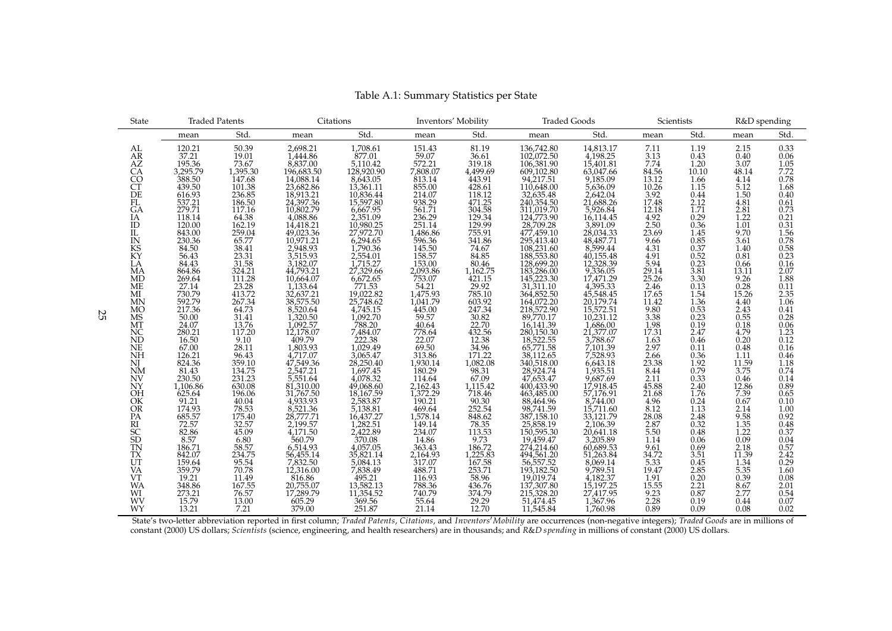Table A.1: Summary Statistics per State

| State | Traded Patents | | Citations | | Inventors' Mobility | | Traded Goods | | Scientists | | R&D spending | |
|---|---|---|---|---|---|---|---|---|---|---|---|---|
| | mean | Std. | mean | Std. | mean | Std. | mean | Std. | mean | Std. | mean | Std. |
| AL | 120.21 | 50.39 | 2,698.21 | 1,708.61 | 151.43 | 81.19 | 136,742.80 | 14,813.17 | 7.11 | 1.19 | 2.15 | 0.33 |
| AR | 37.21 | 19.01 | 1,444.86 | 877.01 | 59.07 | 36.61 | 102,072.50 | 4,198.25 | 3.13 | 0.43 | 0.40 | 0.06 |
| AZ | 195.36 | 73.67 | 8,837.00 | 5,110.42 | 572.21 | 319.18 | 106,381.90 | 15,401.81 | 7.74 | 1.20 | 3.07 | 1.05 |
| CA | 3,295.79 | 1,395.30 | 196,683.50 | 128,920.90 | 7,808.07 | 4,499.69 | 609,102.80 | 63,047.66 | 84.56 | 10.10 | 48.14 | 7.72 |
| CO | 388.50 | 147.68 | 14,088.14 | 8,643.05 | 813.14 | 443.91 | 94,217.51 | 9,185.09 | 13.12 | 1.66 | 4.14 | 0.78 |
| CT | 439.50 | 101.38 | 23,682.86 | 13,361.11 | 855.00 | 428.61 | 110,648.00 | 5,636.09 | 10.26 | 1.15 | 5.12 | 1.68 |
| DE | 616.93 | 236.85 | 18,913.21 | 10,836.44 | 214.07 | 118.12 | 32,635.48 | 2,642.04 | 3.92 | 0.44 | 1.50 | 0.40 |
| FL | 537.21 | 186.50 | 24,397.36 | 15,597.80 | 938.29 | 471.25 | 240,354.50 | 21,688.26 | 17.48 | 2.12 | 4.81 | 0.61 |
| GA | 279.71 | 117.16 | 10,802.79 | 6,667.95 | 561.71 | 304.58 | 311,019.70 | 5,926.84 | 12.18 | 1.71 | 2.81 | 0.73 |
| IA | 118.14 | 64.38 | 4,088.86 | 2,351.09 | 236.29 | 129.34 | 124,773.90 | 16,114.45 | 4.92 | 0.29 | 1.22 | 0.21 |
| ID | 120.00 | 162.19 | 14,418.21 | 10,980.25 | 251.14 | 129.99 | 28,709.28 | 3,891.09 | 2.50 | 0.36 | 1.01 | 0.31 |
| IL | 843.00 | 259.04 | 49,023.36 | 27,972.70 | 1,486.86 | 755.91 | 477,459.10 | 28,034.33 | 23.69 | 1.45 | 9.70 | 1.56 |
| IN | 230.36 | 65.77 | 10,971.21 | 6,294.65 | 596.36 | 341.86 | 295,413.40 | 48,487.71 | 9.66 | 0.85 | 3.61 | 0.78 |
| KS | 84.50 | 38.41 | 2,948.93 | 1,790.36 | 145.50 | 74.67 | 108,231.60 | 8,599.44 | 4.31 | 0.37 | 1.40 | 0.58 |
| KY | 56.43 | 23.31 | 3,515.93 | 2,554.01 | 158.57 | 84.85 | 188,553.80 | 40,155.48 | 4.91 | 0.52 | 0.81 | 0.23 |
| LA | 84.43 | 31.58 | 3,182.07 | 1,715.27 | 153.00 | 80.46 | 128,699.20 | 12,328.39 | 5.94 | 0.23 | 0.66 | 0.16 |
| MA | 864.86 | 324.21 | 44,793.21 | 27,329.66 | 2,093.86 | 1,162.75 | 183,286.00 | 9,336.05 | 29.14 | 3.81 | 13.11 | 2.07 |
| MD | 269.64 | 111.28 | 10,664.07 | 6,672.65 | 753.07 | 421.15 | 145,223.30 | 17,471.29 | 25.26 | 3.30 | 9.26 | 1.88 |
| ME | 27.14 | 23.28 | 1,133.64 | 771.53 | 54.21 | 29.92 | 31,311.10 | 4,395.33 | 2.46 | 0.13 | 0.28 | 0.11 |
| MI | 730.79 | 413.72 | 32,637.21 | 19,022.82 | 1,475.93 | 785.10 | 364,852.50 | 45,548.45 | 17.65 | 1.54 | 15.26 | 2.35 |
| MN | 592.79 | 267.34 | 38,575.50 | 25,748.62 | 1,041.79 | 603.92 | 164,072.20 | 20,179.74 | 11.42 | 1.36 | 4.40 | 1.06 |
| MO | 217.36 | 64.73 | 8,520.64 | 4,745.15 | 445.00 | 247.34 | 218,572.90 | 15,572.51 | 9.80 | 0.53 | 2.43 | 0.41 |
| MS | 50.00 | 31.41 | 1,320.50 | 1,092.70 | 59.57 | 30.82 | 89,770.17 | 10,231.12 | 3.38 | 0.23 | 0.55 | 0.28 |
| MT | 24.07 | 13.76 | 1,092.57 | 788.20 | 40.64 | 22.70 | 16,141.39 | 1,686.00 | 1.98 | 0.19 | 0.18 | 0.06 |
| NC | 280.21 | 117.20 | 12,178.07 | 7,484.07 | 778.64 | 432.56 | 280,150.30 | 21,377.07 | 17.31 | 2.47 | 4.79 | 1.23 |
| ND | 16.50 | 9.10 | 409.79 | 222.38 | 22.07 | 12.38 | 18,522.55 | 3,788.67 | 1.63 | 0.46 | 0.20 | 0.12 |
| NE | 67.00 | 28.11 | 1,803.93 | 1,029.49 | 69.50 | 34.96 | 65,771.58 | 7,101.39 | 2.97 | 0.11 | 0.48 | 0.16 |
| NH | 126.21 | 96.43 | 4,717.07 | 3,065.47 | 313.86 | 171.22 | 38,112.65 | 7,528.93 | 2.66 | 0.36 | 1.11 | 0.46 |
| NJ | 824.36 | 359.10 | 47,549.36 | 28,250.40 | 1,930.14 | 1,082.08 | 340,518.00 | 6,643.18 | 23.38 | 1.92 | 11.59 | 1.18 |
| NM | 81.43 | 134.75 | 2,547.21 | 1,697.45 | 180.29 | 98.31 | 28,924.74 | 1,935.51 | 8.44 | 0.79 | 3.75 | 0.74 |
| NV | 230.50 | 231.23 | 5,551.64 | 4,078.32 | 114.64 | 67.09 | 47,653.47 | 9,687.69 | 2.11 | 0.33 | 0.46 | 0.14 |
| NY | 1,106.86 | 630.08 | 81,310.00 | 49,068.60 | 2,162.43 | 1,115.42 | 400,433.90 | 17,918.45 | 45.88 | 2.40 | 12.86 | 0.89 |
| OH | 625.64 | 196.06 | 31,767.50 | 18,167.59 | 1,372.29 | 718.46 | 463,485.00 | 57,176.91 | 21.68 | 1.76 | 7.39 | 0.65 |
| OK | 91.21 | 40.04 | 4,933.93 | 2,583.87 | 190.21 | 90.30 | 88,464.96 | 8,744.00 | 4.96 | 0.24 | 0.67 | 0.10 |
| OR | 174.93 | 78.53 | 8,521.36 | 5,138.81 | 469.64 | 252.54 | 98,741.59 | 15,711.60 | 8.12 | 1.13 | 2.14 | 1.00 |
| PA | 685.57 | 175.40 | 28,777.71 | 16,437.27 | 1,578.14 | 848.62 | 387,158.10 | 33,121.79 | 28.08 | 2.48 | 9.58 | 0.92 |
| RI | 72.57 | 32.57 | 2,199.57 | 1,282.51 | 149.14 | 78.35 | 25,858.19 | 2,106.39 | 2.87 | 0.32 | 1.35 | 0.48 |
| SC | 82.86 | 45.09 | 4,171.50 | 2,422.89 | 234.07 | 113.53 | 150,595.30 | 20,641.18 | 5.50 | 0.48 | 1.22 | 0.37 |
| SD | 8.57 | 6.80 | 560.79 | 370.08 | 14.86 | 9.73 | 19,459.47 | 3,205.89 | 1.14 | 0.06 | 0.09 | 0.04 |
| TN | 186.71 | 58.57 | 6,514.93 | 4,057.05 | 363.43 | 186.72 | 274,214.60 | 60,689.53 | 9.61 | 0.69 | 2.18 | 0.57 |
| TX | 842.07 | 234.75 | 56,455.14 | 35,821.14 | 2,164.93 | 1,225.83 | 494,561.20 | 51,263.84 | 34.72 | 3.51 | 11.39 | 2.42 |
| UT | 159.64 | 95.54 | 7,832.50 | 5,084.13 | 317.07 | 167.58 | 56,557.52 | 8,069.14 | 5.33 | 0.45 | 1.34 | 0.29 |
| VA | 359.79 | 70.78 | 12,316.00 | 7,838.49 | 488.71 | 253.71 | 193,182.50 | 9,789.51 | 19.47 | 2.85 | 5.35 | 1.60 |
| VT | 19.21 | 11.49 | 816.86 | 495.21 | 116.93 | 58.96 | 19,019.74 | 4,182.37 | 1.91 | 0.20 | 0.39 | 0.08 |
| WA | 348.86 | 167.55 | 20,755.07 | 13,582.13 | 788.36 | 436.76 | 137,307.80 | 15,197.25 | 15.55 | 2.21 | 8.67 | 2.01 |
| WI | 273.21 | 76.57 | 17,289.79 | 11,354.52 | 740.79 | 374.79 | 215,328.20 | 27,417.95 | 9.23 | 0.87 | 2.77 | 0.54 |
| WV | 15.79 | 13.00 | 605.29 | 369.56 | 55.64 | 29.29 | 51,474.45 | 1,367.96 | 2.28 | 0.19 | 0.44 | 0.07 |
| WY | 13.21 | 7.21 | 379.00 | 251.87 | 21.14 | 12.70 | 11,545.84 | 1,760.98 | 0.89 | 0.09 | 0.08 | 0.02 |

State's two-letter abbreviation reported in first column; *Traded Patents*, *Citations*, and *Inventors' Mobility* are occurrences (non-negative integers); *Traded Goods* are in millions of constant (2000) US dollars; *Scientists* (science, engineering, and health researchers) are in thousands; and *R&D spending* in millions of constant (2000) US dollars.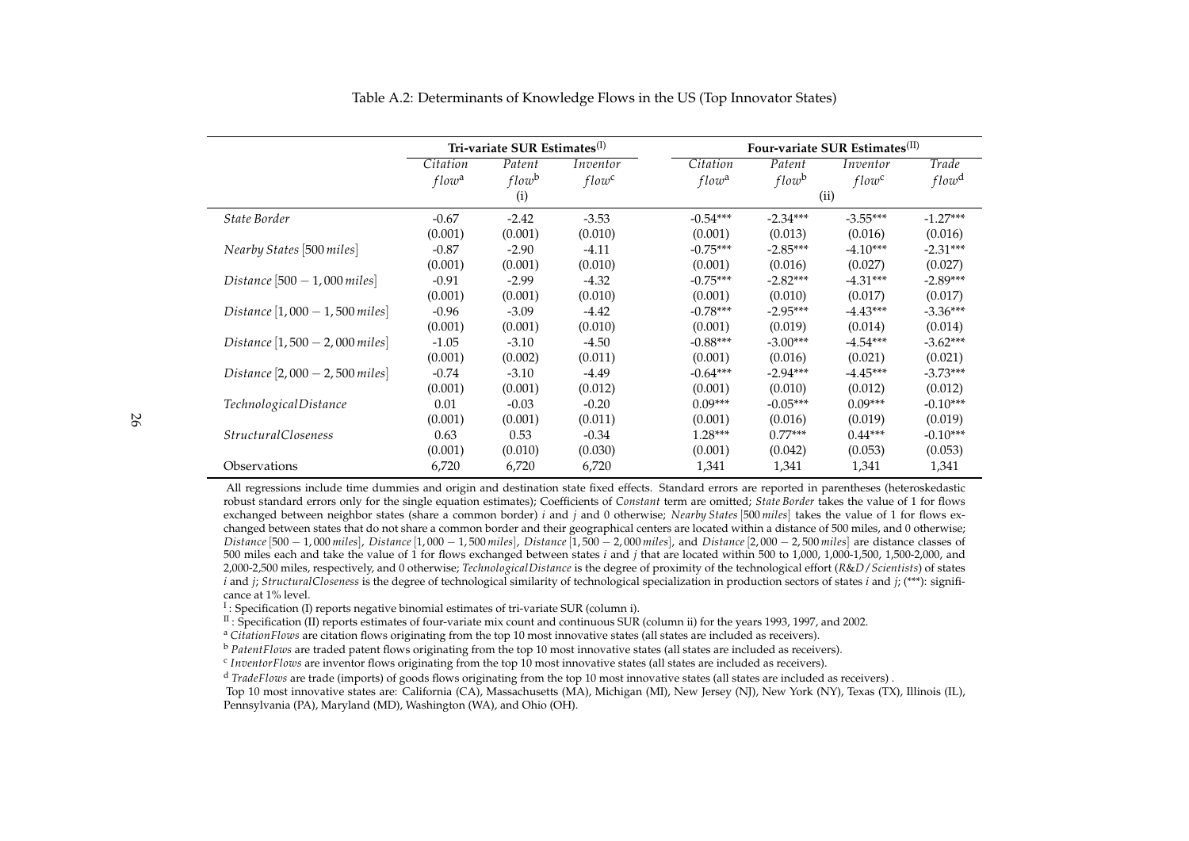Table A.2: Determinants of Knowledge Flows in the US (Top Innovator States)

| | Tri-variate SUR Estimates[(I)] | | | Four-variate SUR Estimates[(II)] | | | |
|---|---|---|---|---|---|---|---|
| | *Citation flow*[a] | *Patent flow*[b] | *Inventor flow*[c] | *Citation flow*[a] | *Patent flow*[b] | *Inventor flow*[c] | *Trade flow*[d] |
| | | (i) | | | | (ii) | |
| *State Border* | -0.67 | -2.42 | -3.53 | -0.54*** | -2.34*** | -3.55*** | -1.27*** |
| | (0.001) | (0.001) | (0.010) | (0.001) | (0.013) | (0.016) | (0.016) |
| *Nearby States* [500 *miles*] | -0.87 | -2.90 | -4.11 | -0.75*** | -2.85*** | -4.10*** | -2.31*** |
| | (0.001) | (0.001) | (0.010) | (0.001) | (0.016) | (0.027) | (0.027) |
| *Distance* [$500 - 1,000$ *miles*] | -0.91 | -2.99 | -4.32 | -0.75*** | -2.82*** | -4.31*** | -2.89*** |
| | (0.001) | (0.001) | (0.010) | (0.001) | (0.010) | (0.017) | (0.017) |
| *Distance* [$1,000 - 1,500$ *miles*] | -0.96 | -3.09 | -4.42 | -0.78*** | -2.95*** | -4.43*** | -3.36*** |
| | (0.001) | (0.001) | (0.010) | (0.001) | (0.019) | (0.014) | (0.014) |
| *Distance* [$1,500 - 2,000$ *miles*] | -1.05 | -3.10 | -4.50 | -0.88*** | -3.00*** | -4.54*** | -3.62*** |
| | (0.001) | (0.002) | (0.011) | (0.001) | (0.016) | (0.021) | (0.021) |
| *Distance* [$2,000 - 2,500$ *miles*] | -0.74 | -3.10 | -4.49 | -0.64*** | -2.94*** | -4.45*** | -3.73*** |
| | (0.001) | (0.001) | (0.012) | (0.001) | (0.010) | (0.012) | (0.012) |
| *TechnologicalDistance* | 0.01 | -0.03 | -0.20 | 0.09*** | -0.05*** | 0.09*** | -0.10*** |
| | (0.001) | (0.001) | (0.011) | (0.001) | (0.016) | (0.019) | (0.019) |
| *StructuralCloseness* | 0.63 | 0.53 | -0.34 | 1.28*** | 0.77*** | 0.44*** | -0.10*** |
| | (0.001) | (0.010) | (0.030) | (0.001) | (0.042) | (0.053) | (0.053) |
| Observations | 6,720 | 6,720 | 6,720 | 1,341 | 1,341 | 1,341 | 1,341 |

All regressions include time dummies and origin and destination state fixed effects. Standard errors are reported in parentheses (heteroskedastic robust standard errors only for the single equation estimates); Coefficients of *Constant* term are omitted; *State Border* takes the value of 1 for flows exchanged between neighbor states (share a common border) $i$ and $j$ and 0 otherwise; *Nearby States* [500 *miles*] takes the value of 1 for flows exchanged between states that do not share a common border and their geographical centers are located within a distance of 500 miles, and 0 otherwise; *Distance* [$500 - 1,000$ *miles*], *Distance* [$1,000 - 1,500$ *miles*], *Distance* [$1,500 - 2,000$ *miles*], and *Distance* [$2,000 - 2,500$ *miles*] are distance classes of 500 miles each and take the value of 1 for flows exchanged between states $i$ and $j$ that are located within 500 to 1,000, 1,000-1,500, 1,500-2,000, and 2,000-2,500 miles, respectively, and 0 otherwise; *TechnologicalDistance* is the degree of proximity of the technological effort (*R&D*/*Scientists*) of states $i$ and $j$; *StructuralCloseness* is the degree of technological similarity of technological specialization in production sectors of states $i$ and $j$; (***): significance at 1% level.

[I] : Specification (I) reports negative binomial estimates of tri-variate SUR (column i).

[II] : Specification (II) reports estimates of four-variate mix count and continuous SUR (column ii) for the years 1993, 1997, and 2002.

[a] *CitationFlows* are citation flows originating from the top 10 most innovative states (all states are included as receivers).

[b] *PatentFlows* are traded patent flows originating from the top 10 most innovative states (all states are included as receivers).

[c] *InventorFlows* are inventor flows originating from the top 10 most innovative states (all states are included as receivers).

[d] *TradeFlows* are trade (imports) of goods flows originating from the top 10 most innovative states (all states are included as receivers) .

Top 10 most innovative states are: California (CA), Massachusetts (MA), Michigan (MI), New Jersey (NJ), New York (NY), Texas (TX), Illinois (IL), Pennsylvania (PA), Maryland (MD), Washington (WA), and Ohio (OH).